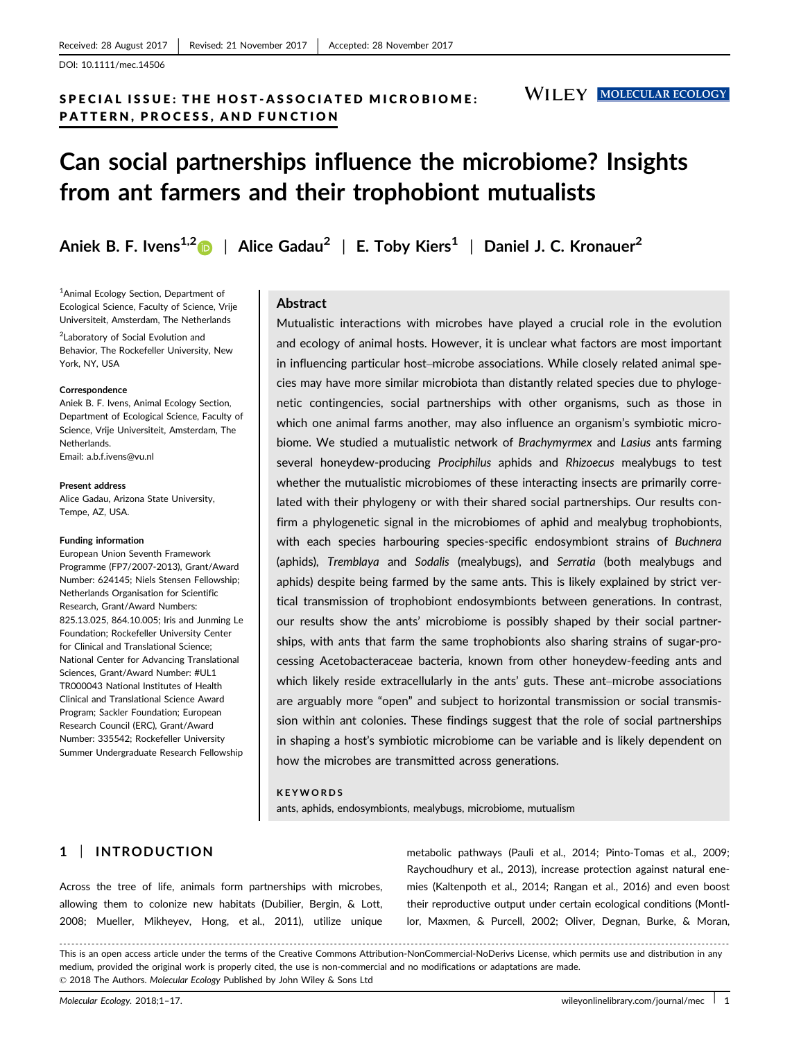Received: 28 August 2017 | Revised: 21 November 2017 | Accepted: 28 November 2017

DOI: 10.1111/mec.14506

SPECIAL ISSUE: THE HOST-ASSOCIATED MICROBIOME: PATTERN, PROCESS, AND FUNCTION

# Can social partnerships influence the microbiome? Insights from ant farmers and their trophobiont mutualists

Aniek B. F. Ivens[1,2] | Alice Gadau[2] | E. Toby Kiers[1] | Daniel J. C. Kronauer[2]

[1]Animal Ecology Section, Department of Ecological Science, Faculty of Science, Vrije Universiteit, Amsterdam, The Netherlands

[2]Laboratory of Social Evolution and Behavior, The Rockefeller University, New York, NY, USA

**Correspondence**
Aniek B. F. Ivens, Animal Ecology Section, Department of Ecological Science, Faculty of Science, Vrije Universiteit, Amsterdam, The Netherlands.
Email: a.b.f.ivens@vu.nl

**Present address**
Alice Gadau, Arizona State University, Tempe, AZ, USA.

**Funding information**
European Union Seventh Framework Programme (FP7/2007-2013), Grant/Award Number: 624145; Niels Stensen Fellowship; Netherlands Organisation for Scientific Research, Grant/Award Numbers: 825.13.025, 864.10.005; Iris and Junming Le Foundation; Rockefeller University Center for Clinical and Translational Science; National Center for Advancing Translational Sciences, Grant/Award Number: #UL1 TR000043 National Institutes of Health Clinical and Translational Science Award Program; Sackler Foundation; European Research Council (ERC), Grant/Award Number: 335542; Rockefeller University Summer Undergraduate Research Fellowship

## Abstract

Mutualistic interactions with microbes have played a crucial role in the evolution and ecology of animal hosts. However, it is unclear what factors are most important in influencing particular host–microbe associations. While closely related animal species may have more similar microbiota than distantly related species due to phylogenetic contingencies, social partnerships with other organisms, such as those in which one animal farms another, may also influence an organism's symbiotic microbiome. We studied a mutualistic network of *Brachymyrmex* and *Lasius* ants farming several honeydew-producing *Prociphilus* aphids and *Rhizoecus* mealybugs to test whether the mutualistic microbiomes of these interacting insects are primarily correlated with their phylogeny or with their shared social partnerships. Our results confirm a phylogenetic signal in the microbiomes of aphid and mealybug trophobionts, with each species harbouring species-specific endosymbiont strains of *Buchnera* (aphids), *Tremblaya* and *Sodalis* (mealybugs), and *Serratia* (both mealybugs and aphids) despite being farmed by the same ants. This is likely explained by strict vertical transmission of trophobiont endosymbionts between generations. In contrast, our results show the ants' microbiome is possibly shaped by their social partnerships, with ants that farm the same trophobionts also sharing strains of sugar-processing Acetobacteraceae bacteria, known from other honeydew-feeding ants and which likely reside extracellularly in the ants' guts. These ant–microbe associations are arguably more "open" and subject to horizontal transmission or social transmission within ant colonies. These findings suggest that the role of social partnerships in shaping a host's symbiotic microbiome can be variable and is likely dependent on how the microbes are transmitted across generations.

**KEYWORDS**
ants, aphids, endosymbionts, mealybugs, microbiome, mutualism

## 1 | INTRODUCTION

Across the tree of life, animals form partnerships with microbes, allowing them to colonize new habitats (Dubilier, Bergin, & Lott, 2008; Mueller, Mikheyev, Hong, et al., 2011), utilize unique metabolic pathways (Pauli et al., 2014; Pinto-Tomas et al., 2009; Raychoudhury et al., 2013), increase protection against natural enemies (Kaltenpoth et al., 2014; Rangan et al., 2016) and even boost their reproductive output under certain ecological conditions (Montllor, Maxmen, & Purcell, 2002; Oliver, Degnan, Burke, & Moran,

This is an open access article under the terms of the Creative Commons Attribution-NonCommercial-NoDerivs License, which permits use and distribution in any medium, provided the original work is properly cited, the use is non-commercial and no modifications or adaptations are made.
© 2018 The Authors. *Molecular Ecology* Published by John Wiley & Sons Ltd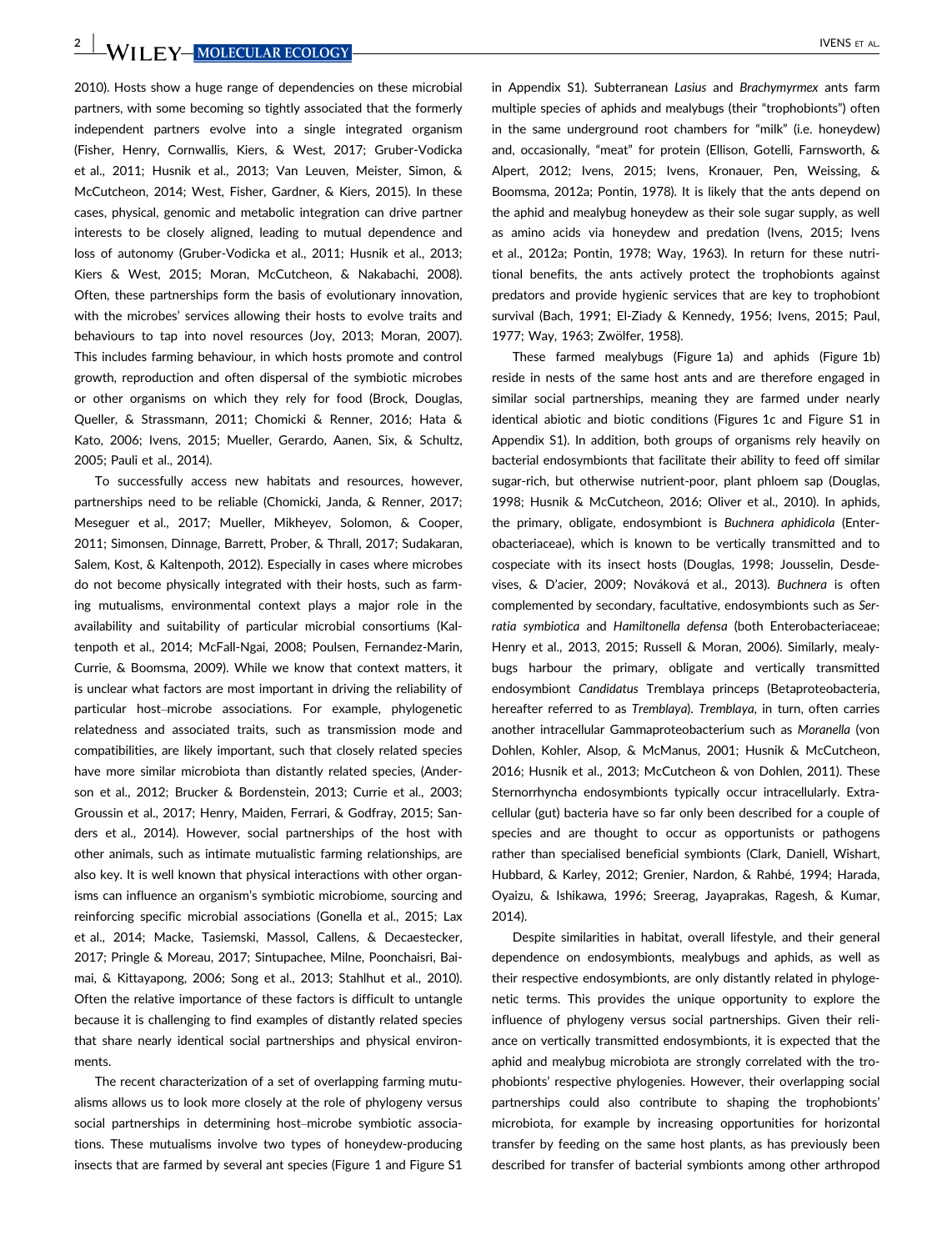2010). Hosts show a huge range of dependencies on these microbial partners, with some becoming so tightly associated that the formerly independent partners evolve into a single integrated organism (Fisher, Henry, Cornwallis, Kiers, & West, 2017; Gruber-Vodicka et al., 2011; Husnik et al., 2013; Van Leuven, Meister, Simon, & McCutcheon, 2014; West, Fisher, Gardner, & Kiers, 2015). In these cases, physical, genomic and metabolic integration can drive partner interests to be closely aligned, leading to mutual dependence and loss of autonomy (Gruber-Vodicka et al., 2011; Husnik et al., 2013; Kiers & West, 2015; Moran, McCutcheon, & Nakabachi, 2008). Often, these partnerships form the basis of evolutionary innovation, with the microbes' services allowing their hosts to evolve traits and behaviours to tap into novel resources (Joy, 2013; Moran, 2007). This includes farming behaviour, in which hosts promote and control growth, reproduction and often dispersal of the symbiotic microbes or other organisms on which they rely for food (Brock, Douglas, Queller, & Strassmann, 2011; Chomicki & Renner, 2016; Hata & Kato, 2006; Ivens, 2015; Mueller, Gerardo, Aanen, Six, & Schultz, 2005; Pauli et al., 2014).

To successfully access new habitats and resources, however, partnerships need to be reliable (Chomicki, Janda, & Renner, 2017; Meseguer et al., 2017; Mueller, Mikheyev, Solomon, & Cooper, 2011; Simonsen, Dinnage, Barrett, Prober, & Thrall, 2017; Sudakaran, Salem, Kost, & Kaltenpoth, 2012). Especially in cases where microbes do not become physically integrated with their hosts, such as farming mutualisms, environmental context plays a major role in the availability and suitability of particular microbial consortiums (Kaltenpoth et al., 2014; McFall-Ngai, 2008; Poulsen, Fernandez-Marin, Currie, & Boomsma, 2009). While we know that context matters, it is unclear what factors are most important in driving the reliability of particular host–microbe associations. For example, phylogenetic relatedness and associated traits, such as transmission mode and compatibilities, are likely important, such that closely related species have more similar microbiota than distantly related species, (Anderson et al., 2012; Brucker & Bordenstein, 2013; Currie et al., 2003; Groussin et al., 2017; Henry, Maiden, Ferrari, & Godfray, 2015; Sanders et al., 2014). However, social partnerships of the host with other animals, such as intimate mutualistic farming relationships, are also key. It is well known that physical interactions with other organisms can influence an organism's symbiotic microbiome, sourcing and reinforcing specific microbial associations (Gonella et al., 2015; Lax et al., 2014; Macke, Tasiemski, Massol, Callens, & Decaestecker, 2017; Pringle & Moreau, 2017; Sintupachee, Milne, Poonchaisri, Baimai, & Kittayapong, 2006; Song et al., 2013; Stahlhut et al., 2010). Often the relative importance of these factors is difficult to untangle because it is challenging to find examples of distantly related species that share nearly identical social partnerships and physical environments.

The recent characterization of a set of overlapping farming mutualisms allows us to look more closely at the role of phylogeny versus social partnerships in determining host–microbe symbiotic associations. These mutualisms involve two types of honeydew-producing insects that are farmed by several ant species (Figure 1 and Figure S1 in Appendix S1). Subterranean *Lasius* and *Brachymyrmex* ants farm multiple species of aphids and mealybugs (their "trophobionts") often in the same underground root chambers for "milk" (i.e. honeydew) and, occasionally, "meat" for protein (Ellison, Gotelli, Farnsworth, & Alpert, 2012; Ivens, 2015; Ivens, Kronauer, Pen, Weissing, & Boomsma, 2012a; Pontin, 1978). It is likely that the ants depend on the aphid and mealybug honeydew as their sole sugar supply, as well as amino acids via honeydew and predation (Ivens, 2015; Ivens et al., 2012a; Pontin, 1978; Way, 1963). In return for these nutritional benefits, the ants actively protect the trophobionts against predators and provide hygienic services that are key to trophobiont survival (Bach, 1991; El-Ziady & Kennedy, 1956; Ivens, 2015; Paul, 1977; Way, 1963; Zwölfer, 1958).

These farmed mealybugs (Figure 1a) and aphids (Figure 1b) reside in nests of the same host ants and are therefore engaged in similar social partnerships, meaning they are farmed under nearly identical abiotic and biotic conditions (Figures 1c and Figure S1 in Appendix S1). In addition, both groups of organisms rely heavily on bacterial endosymbionts that facilitate their ability to feed off similar sugar-rich, but otherwise nutrient-poor, plant phloem sap (Douglas, 1998; Husnik & McCutcheon, 2016; Oliver et al., 2010). In aphids, the primary, obligate, endosymbiont is *Buchnera aphidicola* (Enterobacteriaceae), which is known to be vertically transmitted and to cospeciate with its insect hosts (Douglas, 1998; Jousselin, Desdevises, & D'acier, 2009; Nováková et al., 2013). *Buchnera* is often complemented by secondary, facultative, endosymbionts such as *Serratia symbiotica* and *Hamiltonella defensa* (both Enterobacteriaceae; Henry et al., 2013, 2015; Russell & Moran, 2006). Similarly, mealybugs harbour the primary, obligate and vertically transmitted endosymbiont *Candidatus* Tremblaya princeps (Betaproteobacteria, hereafter referred to as *Tremblaya*). *Tremblaya*, in turn, often carries another intracellular Gammaproteobacterium such as *Moranella* (von Dohlen, Kohler, Alsop, & McManus, 2001; Husnik & McCutcheon, 2016; Husnik et al., 2013; McCutcheon & von Dohlen, 2011). These Sternorrhyncha endosymbionts typically occur intracellularly. Extracellular (gut) bacteria have so far only been described for a couple of species and are thought to occur as opportunists or pathogens rather than specialised beneficial symbionts (Clark, Daniell, Wishart, Hubbard, & Karley, 2012; Grenier, Nardon, & Rahbé, 1994; Harada, Oyaizu, & Ishikawa, 1996; Sreerag, Jayaprakas, Ragesh, & Kumar, 2014).

Despite similarities in habitat, overall lifestyle, and their general dependence on endosymbionts, mealybugs and aphids, as well as their respective endosymbionts, are only distantly related in phylogenetic terms. This provides the unique opportunity to explore the influence of phylogeny versus social partnerships. Given their reliance on vertically transmitted endosymbionts, it is expected that the aphid and mealybug microbiota are strongly correlated with the trophobionts' respective phylogenies. However, their overlapping social partnerships could also contribute to shaping the trophobionts' microbiota, for example by increasing opportunities for horizontal transfer by feeding on the same host plants, as has previously been described for transfer of bacterial symbionts among other arthropod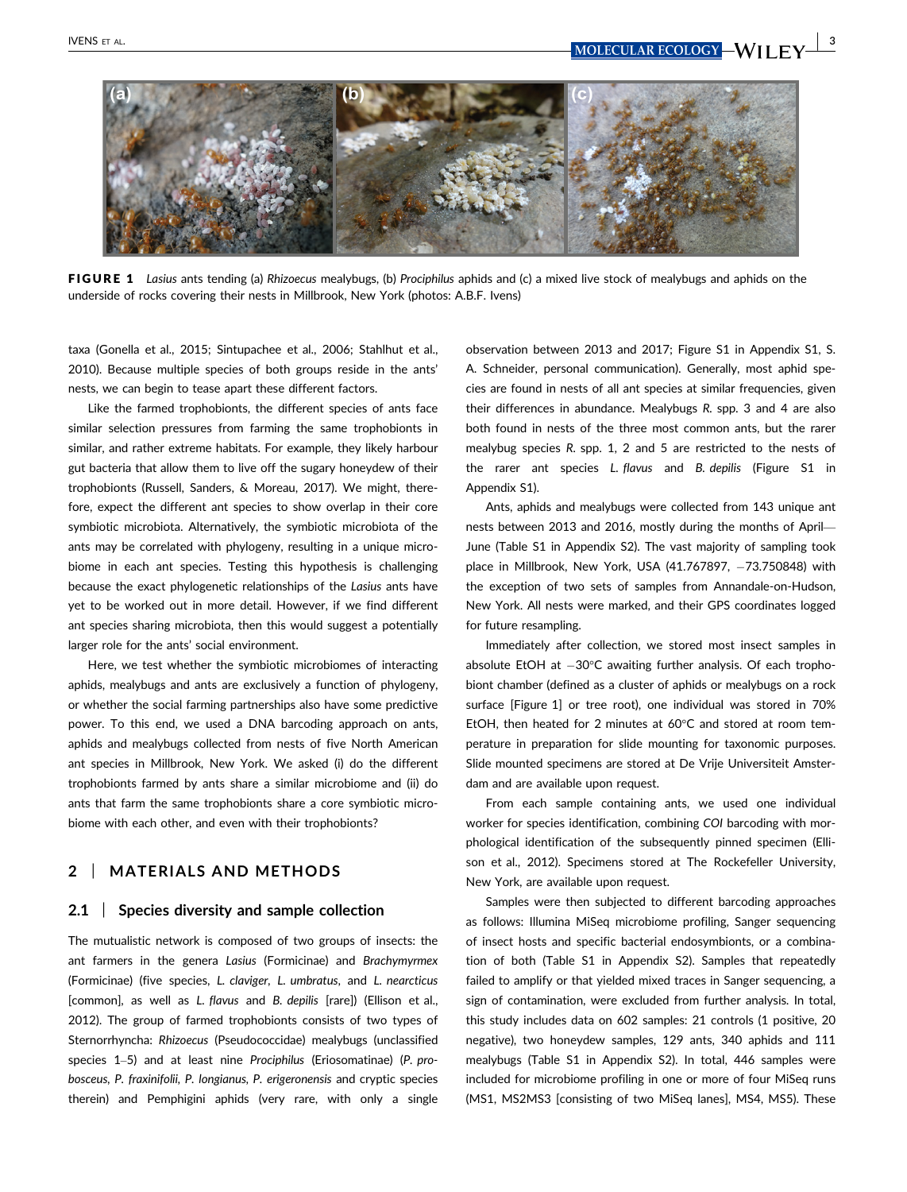**FIGURE 1** *Lasius* ants tending (a) *Rhizoecus* mealybugs, (b) *Prociphilus* aphids and (c) a mixed live stock of mealybugs and aphids on the underside of rocks covering their nests in Millbrook, New York (photos: A.B.F. Ivens)

taxa (Gonella et al., 2015; Sintupachee et al., 2006; Stahlhut et al., 2010). Because multiple species of both groups reside in the ants' nests, we can begin to tease apart these different factors.

Like the farmed trophobionts, the different species of ants face similar selection pressures from farming the same trophobionts in similar, and rather extreme habitats. For example, they likely harbour gut bacteria that allow them to live off the sugary honeydew of their trophobionts (Russell, Sanders, & Moreau, 2017). We might, therefore, expect the different ant species to show overlap in their core symbiotic microbiota. Alternatively, the symbiotic microbiota of the ants may be correlated with phylogeny, resulting in a unique microbiome in each ant species. Testing this hypothesis is challenging because the exact phylogenetic relationships of the *Lasius* ants have yet to be worked out in more detail. However, if we find different ant species sharing microbiota, then this would suggest a potentially larger role for the ants' social environment.

Here, we test whether the symbiotic microbiomes of interacting aphids, mealybugs and ants are exclusively a function of phylogeny, or whether the social farming partnerships also have some predictive power. To this end, we used a DNA barcoding approach on ants, aphids and mealybugs collected from nests of five North American ant species in Millbrook, New York. We asked (i) do the different trophobionts farmed by ants share a similar microbiome and (ii) do ants that farm the same trophobionts share a core symbiotic microbiome with each other, and even with their trophobionts?

## 2 | MATERIALS AND METHODS

### 2.1 | Species diversity and sample collection

The mutualistic network is composed of two groups of insects: the ant farmers in the genera *Lasius* (Formicinae) and *Brachymyrmex* (Formicinae) (five species, *L. claviger*, *L. umbratus*, and *L. nearcticus* [common], as well as *L. flavus* and *B. depilis* [rare]) (Ellison et al., 2012). The group of farmed trophobionts consists of two types of Sternorrhyncha: *Rhizoecus* (Pseudococcidae) mealybugs (unclassified species 1–5) and at least nine *Prociphilus* (Eriosomatinae) (*P. probosceus*, *P. fraxinifolii*, *P. longianus*, *P. erigeronensis* and cryptic species therein) and Pemphigini aphids (very rare, with only a single observation between 2013 and 2017; Figure S1 in Appendix S1, S. A. Schneider, personal communication). Generally, most aphid species are found in nests of all ant species at similar frequencies, given their differences in abundance. Mealybugs *R.* spp. 3 and 4 are also both found in nests of the three most common ants, but the rarer mealybug species *R.* spp. 1, 2 and 5 are restricted to the nests of the rarer ant species *L. flavus* and *B. depilis* (Figure S1 in Appendix S1).

Ants, aphids and mealybugs were collected from 143 unique ant nests between 2013 and 2016, mostly during the months of April—June (Table S1 in Appendix S2). The vast majority of sampling took place in Millbrook, New York, USA (41.767897, −73.750848) with the exception of two sets of samples from Annandale-on-Hudson, New York. All nests were marked, and their GPS coordinates logged for future resampling.

Immediately after collection, we stored most insect samples in absolute EtOH at −30°C awaiting further analysis. Of each trophobiont chamber (defined as a cluster of aphids or mealybugs on a rock surface [Figure 1] or tree root), one individual was stored in 70% EtOH, then heated for 2 minutes at 60°C and stored at room temperature in preparation for slide mounting for taxonomic purposes. Slide mounted specimens are stored at De Vrije Universiteit Amsterdam and are available upon request.

From each sample containing ants, we used one individual worker for species identification, combining *COI* barcoding with morphological identification of the subsequently pinned specimen (Ellison et al., 2012). Specimens stored at The Rockefeller University, New York, are available upon request.

Samples were then subjected to different barcoding approaches as follows: Illumina MiSeq microbiome profiling, Sanger sequencing of insect hosts and specific bacterial endosymbionts, or a combination of both (Table S1 in Appendix S2). Samples that repeatedly failed to amplify or that yielded mixed traces in Sanger sequencing, a sign of contamination, were excluded from further analysis. In total, this study includes data on 602 samples: 21 controls (1 positive, 20 negative), two honeydew samples, 129 ants, 340 aphids and 111 mealybugs (Table S1 in Appendix S2). In total, 446 samples were included for microbiome profiling in one or more of four MiSeq runs (MS1, MS2MS3 [consisting of two MiSeq lanes], MS4, MS5). These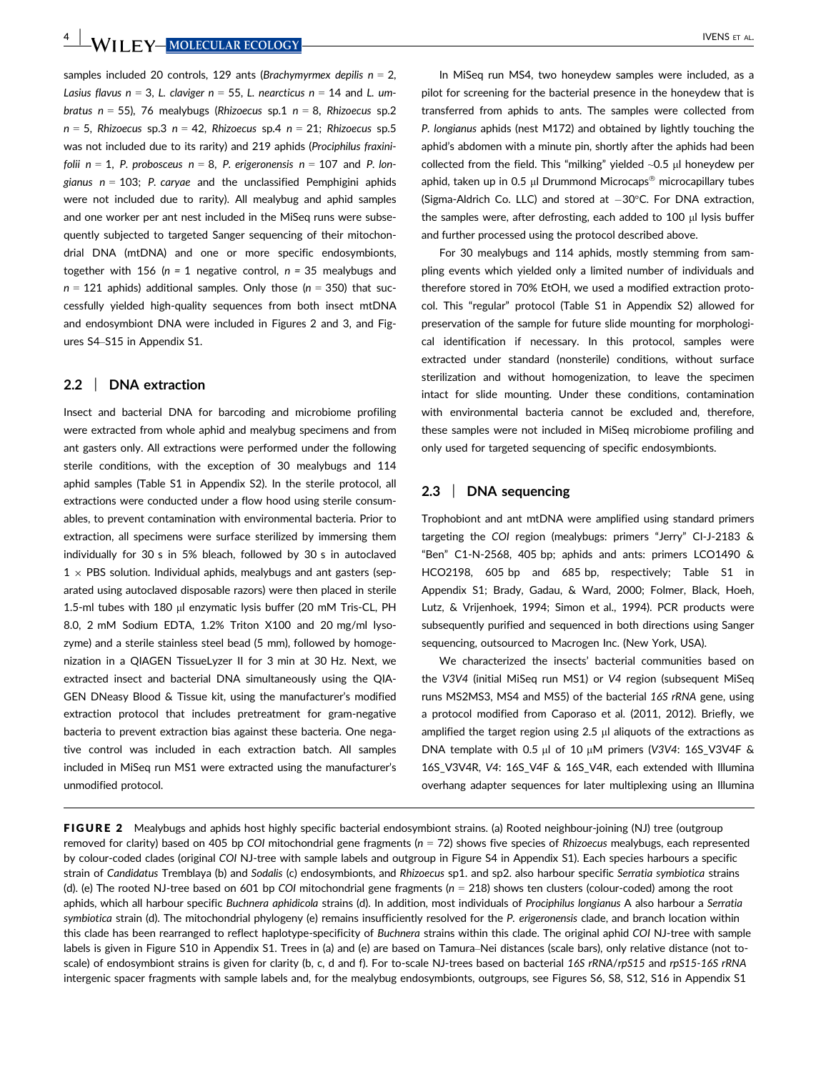samples included 20 controls, 129 ants (*Brachymyrmex depilis* $n = 2$, *Lasius flavus* $n = 3$, *L. claviger* $n = 55$, *L. nearcticus* $n = 14$ and *L. umbratus* $n = 55$), 76 mealybugs (*Rhizoecus* sp.1 $n = 8$, *Rhizoecus* sp.2 $n = 5$, *Rhizoecus* sp.3 $n = 42$, *Rhizoecus* sp.4 $n = 21$; *Rhizoecus* sp.5 was not included due to its rarity) and 219 aphids (*Prociphilus fraxinifolii* $n = 1$, *P. probosceus* $n = 8$, *P. erigeronensis* $n = 107$ and *P. longianus* $n = 103$; *P. caryae* and the unclassified Pemphigini aphids were not included due to rarity). All mealybug and aphid samples and one worker per ant nest included in the MiSeq runs were subsequently subjected to targeted Sanger sequencing of their mitochondrial DNA (mtDNA) and one or more specific endosymbionts, together with 156 ($n = 1$ negative control, $n = 35$ mealybugs and $n = 121$ aphids) additional samples. Only those ($n = 350$) that successfully yielded high-quality sequences from both insect mtDNA and endosymbiont DNA were included in Figures 2 and 3, and Figures S4–S15 in Appendix S1.

## 2.2 | DNA extraction

Insect and bacterial DNA for barcoding and microbiome profiling were extracted from whole aphid and mealybug specimens and from ant gasters only. All extractions were performed under the following sterile conditions, with the exception of 30 mealybugs and 114 aphid samples (Table S1 in Appendix S2). In the sterile protocol, all extractions were conducted under a flow hood using sterile consumables, to prevent contamination with environmental bacteria. Prior to extraction, all specimens were surface sterilized by immersing them individually for 30 s in 5% bleach, followed by 30 s in autoclaved $1 \times$ PBS solution. Individual aphids, mealybugs and ant gasters (separated using autoclaved disposable razors) were then placed in sterile 1.5-ml tubes with 180 μl enzymatic lysis buffer (20 mM Tris-CL, PH 8.0, 2 mM Sodium EDTA, 1.2% Triton X100 and 20 mg/ml lysozyme) and a sterile stainless steel bead (5 mm), followed by homogenization in a QIAGEN TissueLyzer II for 3 min at 30 Hz. Next, we extracted insect and bacterial DNA simultaneously using the QIAGEN DNeasy Blood & Tissue kit, using the manufacturer's modified extraction protocol that includes pretreatment for gram-negative bacteria to prevent extraction bias against these bacteria. One negative control was included in each extraction batch. All samples included in MiSeq run MS1 were extracted using the manufacturer's unmodified protocol.

In MiSeq run MS4, two honeydew samples were included, as a pilot for screening for the bacterial presence in the honeydew that is transferred from aphids to ants. The samples were collected from *P. longianus* aphids (nest M172) and obtained by lightly touching the aphid's abdomen with a minute pin, shortly after the aphids had been collected from the field. This "milking" yielded ~0.5 μl honeydew per aphid, taken up in 0.5 μl Drummond Microcaps® microcapillary tubes (Sigma-Aldrich Co. LLC) and stored at −30°C. For DNA extraction, the samples were, after defrosting, each added to 100 μl lysis buffer and further processed using the protocol described above.

For 30 mealybugs and 114 aphids, mostly stemming from sampling events which yielded only a limited number of individuals and therefore stored in 70% EtOH, we used a modified extraction protocol. This "regular" protocol (Table S1 in Appendix S2) allowed for preservation of the sample for future slide mounting for morphological identification if necessary. In this protocol, samples were extracted under standard (nonsterile) conditions, without surface sterilization and without homogenization, to leave the specimen intact for slide mounting. Under these conditions, contamination with environmental bacteria cannot be excluded and, therefore, these samples were not included in MiSeq microbiome profiling and only used for targeted sequencing of specific endosymbionts.

## 2.3 | DNA sequencing

Trophobiont and ant mtDNA were amplified using standard primers targeting the *COI* region (mealybugs: primers "Jerry" CI-J-2183 & "Ben" C1-N-2568, 405 bp; aphids and ants: primers LCO1490 & HCO2198, 605 bp and 685 bp, respectively; Table S1 in Appendix S1; Brady, Gadau, & Ward, 2000; Folmer, Black, Hoeh, Lutz, & Vrijenhoek, 1994; Simon et al., 1994). PCR products were subsequently purified and sequenced in both directions using Sanger sequencing, outsourced to Macrogen Inc. (New York, USA).

We characterized the insects' bacterial communities based on the *V3V4* (initial MiSeq run MS1) or *V4* region (subsequent MiSeq runs MS2MS3, MS4 and MS5) of the bacterial *16S rRNA* gene, using a protocol modified from Caporaso et al. (2011, 2012). Briefly, we amplified the target region using 2.5 μl aliquots of the extractions as DNA template with 0.5 μl of 10 μM primers (*V3V4*: 16S_V3V4F & 16S_V3V4R, *V4*: 16S_V4F & 16S_V4R, each extended with Illumina overhang adapter sequences for later multiplexing using an Illumina

**FIGURE 2** Mealybugs and aphids host highly specific bacterial endosymbiont strains. (a) Rooted neighbour-joining (NJ) tree (outgroup removed for clarity) based on 405 bp *COI* mitochondrial gene fragments ($n = 72$) shows five species of *Rhizoecus* mealybugs, each represented by colour-coded clades (original *COI* NJ-tree with sample labels and outgroup in Figure S4 in Appendix S1). Each species harbours a specific strain of *Candidatus* Tremblaya (b) and *Sodalis* (c) endosymbionts, and *Rhizoecus* sp1. and sp2. also harbour specific *Serratia symbiotica* strains (d). (e) The rooted NJ-tree based on 601 bp *COI* mitochondrial gene fragments ($n = 218$) shows ten clusters (colour-coded) among the root aphids, which all harbour specific *Buchnera aphidicola* strains (d). In addition, most individuals of *Prociphilus longianus* A also harbour a *Serratia symbiotica* strain (d). The mitochondrial phylogeny (e) remains insufficiently resolved for the *P. erigeronensis* clade, and branch location within this clade has been rearranged to reflect haplotype-specificity of *Buchnera* strains within this clade. The original aphid *COI* NJ-tree with sample labels is given in Figure S10 in Appendix S1. Trees in (a) and (e) are based on Tamura–Nei distances (scale bars), only relative distance (not to-scale) of endosymbiont strains is given for clarity (b, c, d and f). For to-scale NJ-trees based on bacterial *16S rRNA*/*rpS15* and *rpS15-16S rRNA* intergenic spacer fragments with sample labels and, for the mealybug endosymbionts, outgroups, see Figures S6, S8, S12, S16 in Appendix S1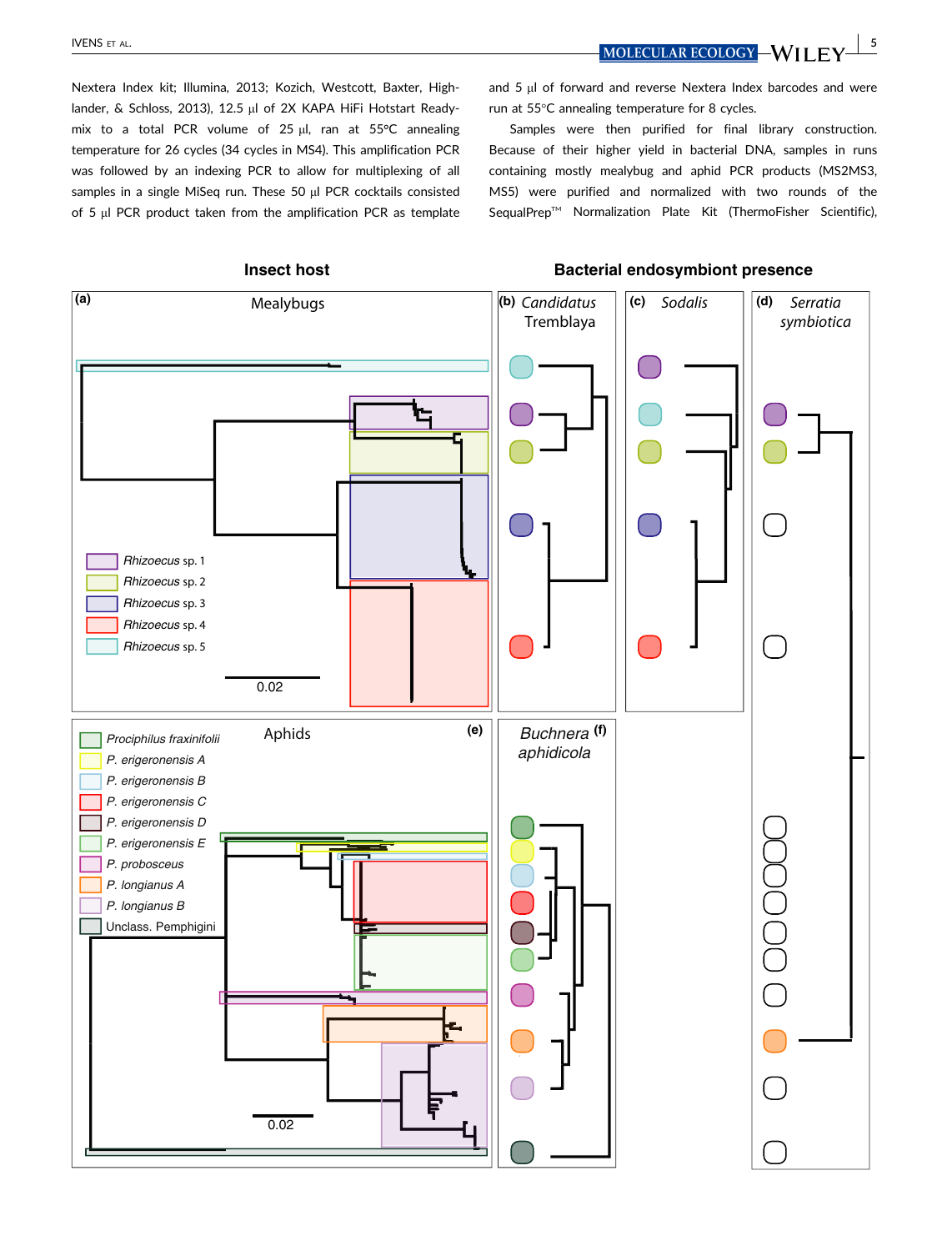Nextera Index kit; Illumina, 2013; Kozich, Westcott, Baxter, Highlander, & Schloss, 2013), 12.5 μl of 2X KAPA HiFi Hotstart Readymix to a total PCR volume of 25 μl, ran at 55°C annealing temperature for 26 cycles (34 cycles in MS4). This amplification PCR was followed by an indexing PCR to allow for multiplexing of all samples in a single MiSeq run. These 50 μl PCR cocktails consisted of 5 μl PCR product taken from the amplification PCR as template and 5 μl of forward and reverse Nextera Index barcodes and were run at 55°C annealing temperature for 8 cycles.

Samples were then purified for final library construction. Because of their higher yield in bacterial DNA, samples in runs containing mostly mealybug and aphid PCR products (MS2MS3, MS5) were purified and normalized with two rounds of the SequalPrep™ Normalization Plate Kit (ThermoFisher Scientific),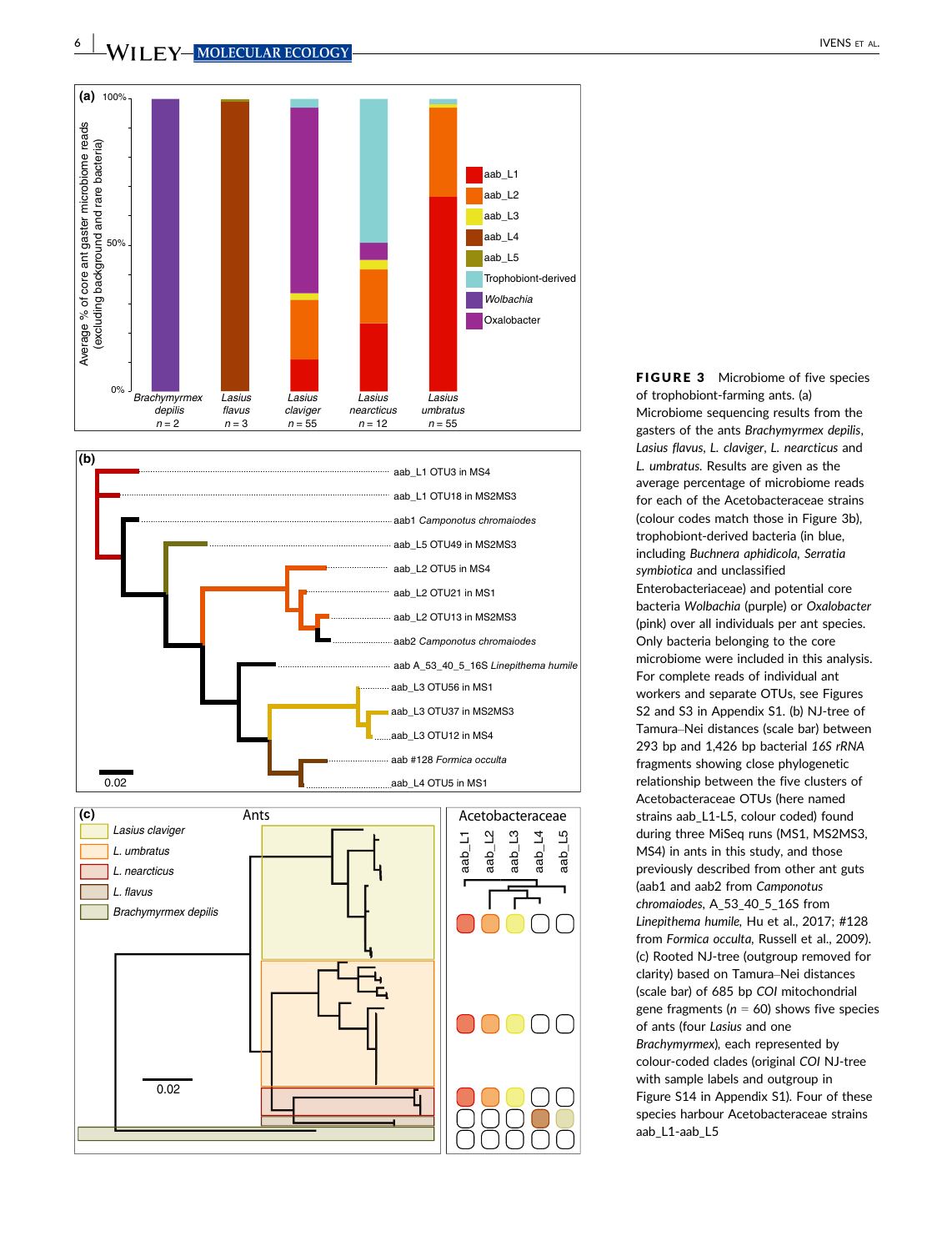**FIGURE 3** Microbiome of five species of trophobiont-farming ants. (a) Microbiome sequencing results from the gasters of the ants *Brachymyrmex depilis*, *Lasius flavus*, *L. claviger*, *L. nearcticus* and *L. umbratus*. Results are given as the average percentage of microbiome reads for each of the Acetobacteraceae strains (colour codes match those in Figure 3b), trophobiont-derived bacteria (in blue, including *Buchnera aphidicola*, *Serratia symbiotica* and unclassified Enterobacteriaceae) and potential core bacteria *Wolbachia* (purple) or *Oxalobacter* (pink) over all individuals per ant species. Only bacteria belonging to the core microbiome were included in this analysis. For complete reads of individual ant workers and separate OTUs, see Figures S2 and S3 in Appendix S1. (b) NJ-tree of Tamura–Nei distances (scale bar) between 293 bp and 1,426 bp bacterial *16S rRNA* fragments showing close phylogenetic relationship between the five clusters of Acetobacteraceae OTUs (here named strains aab_L1-L5, colour coded) found during three MiSeq runs (MS1, MS2MS3, MS4) in ants in this study, and those previously described from other ant guts (aab1 and aab2 from *Camponotus chromaiodes*, A_53_40_5_16S from *Linepithema humile*, Hu et al., 2017; #128 from *Formica occulta*, Russell et al., 2009). (c) Rooted NJ-tree (outgroup removed for clarity) based on Tamura–Nei distances (scale bar) of 685 bp *COI* mitochondrial gene fragments ($n$ = 60) shows five species of ants (four *Lasius* and one *Brachymyrmex*), each represented by colour-coded clades (original *COI* NJ-tree with sample labels and outgroup in Figure S14 in Appendix S1). Four of these species harbour Acetobacteraceae strains aab_L1-aab_L5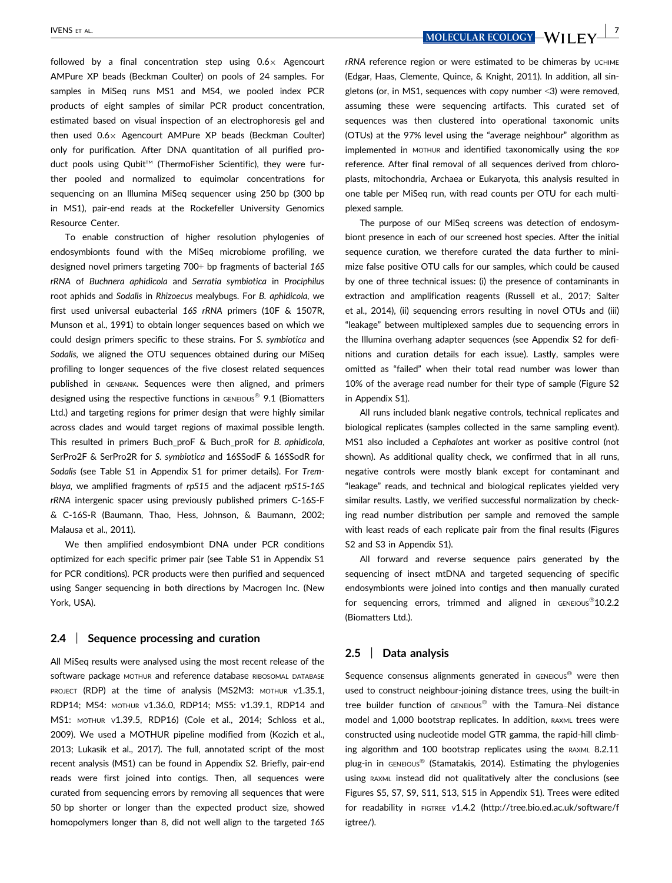followed by a final concentration step using 0.6× Agencourt AMPure XP beads (Beckman Coulter) on pools of 24 samples. For samples in MiSeq runs MS1 and MS4, we pooled index PCR products of eight samples of similar PCR product concentration, estimated based on visual inspection of an electrophoresis gel and then used 0.6× Agencourt AMPure XP beads (Beckman Coulter) only for purification. After DNA quantitation of all purified product pools using Qubit™ (ThermoFisher Scientific), they were further pooled and normalized to equimolar concentrations for sequencing on an Illumina MiSeq sequencer using 250 bp (300 bp in MS1), pair-end reads at the Rockefeller University Genomics Resource Center.

To enable construction of higher resolution phylogenies of endosymbionts found with the MiSeq microbiome profiling, we designed novel primers targeting 700+ bp fragments of bacterial *16S rRNA* of *Buchnera aphidicola* and *Serratia symbiotica* in *Prociphilus* root aphids and *Sodalis* in *Rhizoecus* mealybugs. For *B. aphidicola*, we first used universal eubacterial *16S rRNA* primers (10F & 1507R, Munson et al., 1991) to obtain longer sequences based on which we could design primers specific to these strains. For *S. symbiotica* and *Sodalis*, we aligned the OTU sequences obtained during our MiSeq profiling to longer sequences of the five closest related sequences published in GENBANK. Sequences were then aligned, and primers designed using the respective functions in GENEIOUS® 9.1 (Biomatters Ltd.) and targeting regions for primer design that were highly similar across clades and would target regions of maximal possible length. This resulted in primers Buch_proF & Buch_proR for *B. aphidicola*, SerPro2F & SerPro2R for *S. symbiotica* and 16SSodF & 16SSodR for *Sodalis* (see Table S1 in Appendix S1 for primer details). For *Tremblaya*, we amplified fragments of *rpS15* and the adjacent *rpS15-16S rRNA* intergenic spacer using previously published primers C-16S-F & C-16S-R (Baumann, Thao, Hess, Johnson, & Baumann, 2002; Malausa et al., 2011).

We then amplified endosymbiont DNA under PCR conditions optimized for each specific primer pair (see Table S1 in Appendix S1 for PCR conditions). PCR products were then purified and sequenced using Sanger sequencing in both directions by Macrogen Inc. (New York, USA).

## 2.4 | Sequence processing and curation

All MiSeq results were analysed using the most recent release of the software package MOTHUR and reference database RIBOSOMAL DATABASE PROJECT (RDP) at the time of analysis (MS2M3: MOTHUR v1.35.1, RDP14; MS4: MOTHUR v1.36.0, RDP14; MS5: v1.39.1, RDP14 and MS1: MOTHUR v1.39.5, RDP16) (Cole et al., 2014; Schloss et al., 2009). We used a MOTHUR pipeline modified from (Kozich et al., 2013; Lukasik et al., 2017). The full, annotated script of the most recent analysis (MS1) can be found in Appendix S2. Briefly, pair-end reads were first joined into contigs. Then, all sequences were curated from sequencing errors by removing all sequences that were 50 bp shorter or longer than the expected product size, showed homopolymers longer than 8, did not well align to the targeted *16S rRNA* reference region or were estimated to be chimeras by UCHIME (Edgar, Haas, Clemente, Quince, & Knight, 2011). In addition, all singletons (or, in MS1, sequences with copy number <3) were removed, assuming these were sequencing artifacts. This curated set of sequences was then clustered into operational taxonomic units (OTUs) at the 97% level using the "average neighbour" algorithm as implemented in MOTHUR and identified taxonomically using the RDP reference. After final removal of all sequences derived from chloroplasts, mitochondria, Archaea or Eukaryota, this analysis resulted in one table per MiSeq run, with read counts per OTU for each multiplexed sample.

The purpose of our MiSeq screens was detection of endosymbiont presence in each of our screened host species. After the initial sequence curation, we therefore curated the data further to minimize false positive OTU calls for our samples, which could be caused by one of three technical issues: (i) the presence of contaminants in extraction and amplification reagents (Russell et al., 2017; Salter et al., 2014), (ii) sequencing errors resulting in novel OTUs and (iii) "leakage" between multiplexed samples due to sequencing errors in the Illumina overhang adapter sequences (see Appendix S2 for definitions and curation details for each issue). Lastly, samples were omitted as "failed" when their total read number was lower than 10% of the average read number for their type of sample (Figure S2 in Appendix S1).

All runs included blank negative controls, technical replicates and biological replicates (samples collected in the same sampling event). MS1 also included a *Cephalotes* ant worker as positive control (not shown). As additional quality check, we confirmed that in all runs, negative controls were mostly blank except for contaminant and "leakage" reads, and technical and biological replicates yielded very similar results. Lastly, we verified successful normalization by checking read number distribution per sample and removed the sample with least reads of each replicate pair from the final results (Figures S2 and S3 in Appendix S1).

All forward and reverse sequence pairs generated by the sequencing of insect mtDNA and targeted sequencing of specific endosymbionts were joined into contigs and then manually curated for sequencing errors, trimmed and aligned in GENEIOUS®10.2.2 (Biomatters Ltd.).

## 2.5 | Data analysis

Sequence consensus alignments generated in GENEIOUS® were then used to construct neighbour-joining distance trees, using the built-in tree builder function of GENEIOUS® with the Tamura–Nei distance model and 1,000 bootstrap replicates. In addition, RAXML trees were constructed using nucleotide model GTR gamma, the rapid-hill climbing algorithm and 100 bootstrap replicates using the RAXML 8.2.11 plug-in in GENEIOUS® (Stamatakis, 2014). Estimating the phylogenies using RAXML instead did not qualitatively alter the conclusions (see Figures S5, S7, S9, S11, S13, S15 in Appendix S1). Trees were edited for readability in FIGTREE v1.4.2 (http://tree.bio.ed.ac.uk/software/figtree/).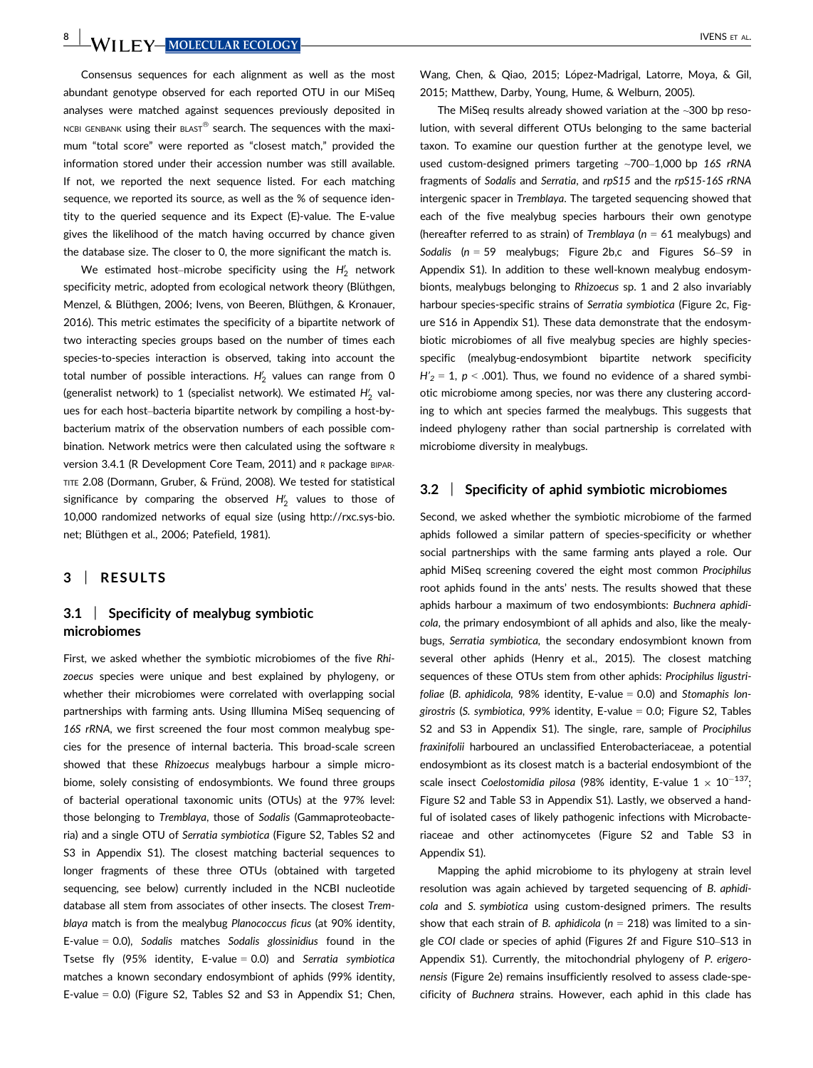Consensus sequences for each alignment as well as the most abundant genotype observed for each reported OTU in our MiSeq analyses were matched against sequences previously deposited in NCBI GENBANK using their BLAST® search. The sequences with the maximum "total score" were reported as "closest match," provided the information stored under their accession number was still available. If not, we reported the next sequence listed. For each matching sequence, we reported its source, as well as the % of sequence identity to the queried sequence and its Expect (E)-value. The E-value gives the likelihood of the match having occurred by chance given the database size. The closer to 0, the more significant the match is.

We estimated host–microbe specificity using the $H_2'$ network specificity metric, adopted from ecological network theory (Blüthgen, Menzel, & Blüthgen, 2006; Ivens, von Beeren, Blüthgen, & Kronauer, 2016). This metric estimates the specificity of a bipartite network of two interacting species groups based on the number of times each species-to-species interaction is observed, taking into account the total number of possible interactions. $H_2'$ values can range from 0 (generalist network) to 1 (specialist network). We estimated $H_2'$ values for each host–bacteria bipartite network by compiling a host-by-bacterium matrix of the observation numbers of each possible combination. Network metrics were then calculated using the software R version 3.4.1 (R Development Core Team, 2011) and R package BIPARTITE 2.08 (Dormann, Gruber, & Fründ, 2008). We tested for statistical significance by comparing the observed $H_2'$ values to those of 10,000 randomized networks of equal size (using http://rxc.sys-bio.net; Blüthgen et al., 2006; Patefield, 1981).

## 3 | RESULTS

### 3.1 | Specificity of mealybug symbiotic microbiomes

First, we asked whether the symbiotic microbiomes of the five *Rhizoecus* species were unique and best explained by phylogeny, or whether their microbiomes were correlated with overlapping social partnerships with farming ants. Using Illumina MiSeq sequencing of *16S rRNA*, we first screened the four most common mealybug species for the presence of internal bacteria. This broad-scale screen showed that these *Rhizoecus* mealybugs harbour a simple microbiome, solely consisting of endosymbionts. We found three groups of bacterial operational taxonomic units (OTUs) at the 97% level: those belonging to *Tremblaya*, those of *Sodalis* (Gammaproteobacteria) and a single OTU of *Serratia symbiotica* (Figure S2, Tables S2 and S3 in Appendix S1). The closest matching bacterial sequences to longer fragments of these three OTUs (obtained with targeted sequencing, see below) currently included in the NCBI nucleotide database all stem from associates of other insects. The closest *Tremblaya* match is from the mealybug *Planococcus ficus* (at 90% identity, E-value = 0.0), *Sodalis* matches *Sodalis glossinidius* found in the Tsetse fly (95% identity, E-value = 0.0) and *Serratia symbiotica* matches a known secondary endosymbiont of aphids (99% identity, E-value = 0.0) (Figure S2, Tables S2 and S3 in Appendix S1; Chen, Wang, Chen, & Qiao, 2015; López-Madrigal, Latorre, Moya, & Gil, 2015; Matthew, Darby, Young, Hume, & Welburn, 2005).

The MiSeq results already showed variation at the ~300 bp resolution, with several different OTUs belonging to the same bacterial taxon. To examine our question further at the genotype level, we used custom-designed primers targeting ~700–1,000 bp *16S rRNA* fragments of *Sodalis* and *Serratia*, and *rpS15* and the *rpS15-16S rRNA* intergenic spacer in *Tremblaya*. The targeted sequencing showed that each of the five mealybug species harbours their own genotype (hereafter referred to as strain) of *Tremblaya* ($n$ = 61 mealybugs) and *Sodalis* ($n$ = 59 mealybugs; Figure 2b,c and Figures S6–S9 in Appendix S1). In addition to these well-known mealybug endosymbionts, mealybugs belonging to *Rhizoecus* sp. 1 and 2 also invariably harbour species-specific strains of *Serratia symbiotica* (Figure 2c, Figure S16 in Appendix S1). These data demonstrate that the endosymbiotic microbiomes of all five mealybug species are highly species-specific (mealybug-endosymbiont bipartite network specificity $H'_2 = 1$, $p < .001$). Thus, we found no evidence of a shared symbiotic microbiome among species, nor was there any clustering according to which ant species farmed the mealybugs. This suggests that indeed phylogeny rather than social partnership is correlated with microbiome diversity in mealybugs.

### 3.2 | Specificity of aphid symbiotic microbiomes

Second, we asked whether the symbiotic microbiome of the farmed aphids followed a similar pattern of species-specificity or whether social partnerships with the same farming ants played a role. Our aphid MiSeq screening covered the eight most common *Prociphilus* root aphids found in the ants' nests. The results showed that these aphids harbour a maximum of two endosymbionts: *Buchnera aphidicola*, the primary endosymbiont of all aphids and also, like the mealybugs, *Serratia symbiotica*, the secondary endosymbiont known from several other aphids (Henry et al., 2015). The closest matching sequences of these OTUs stem from other aphids: *Prociphilus ligustrifoliae* (*B. aphidicola*, 98% identity, E-value = 0.0) and *Stomaphis longirostris* (*S. symbiotica*, 99% identity, E-value = 0.0; Figure S2, Tables S2 and S3 in Appendix S1). The single, rare, sample of *Prociphilus fraxinifolii* harboured an unclassified Enterobacteriaceae, a potential endosymbiont as its closest match is a bacterial endosymbiont of the scale insect *Coelostomidia pilosa* (98% identity, E-value $1 \times 10^{-137}$; Figure S2 and Table S3 in Appendix S1). Lastly, we observed a handful of isolated cases of likely pathogenic infections with Microbacteriaceae and other actinomycetes (Figure S2 and Table S3 in Appendix S1).

Mapping the aphid microbiome to its phylogeny at strain level resolution was again achieved by targeted sequencing of *B. aphidicola* and *S. symbiotica* using custom-designed primers. The results show that each strain of *B. aphidicola* ($n$ = 218) was limited to a single *COI* clade or species of aphid (Figures 2f and Figure S10–S13 in Appendix S1). Currently, the mitochondrial phylogeny of *P. erigeronensis* (Figure 2e) remains insufficiently resolved to assess clade-specificity of *Buchnera* strains. However, each aphid in this clade has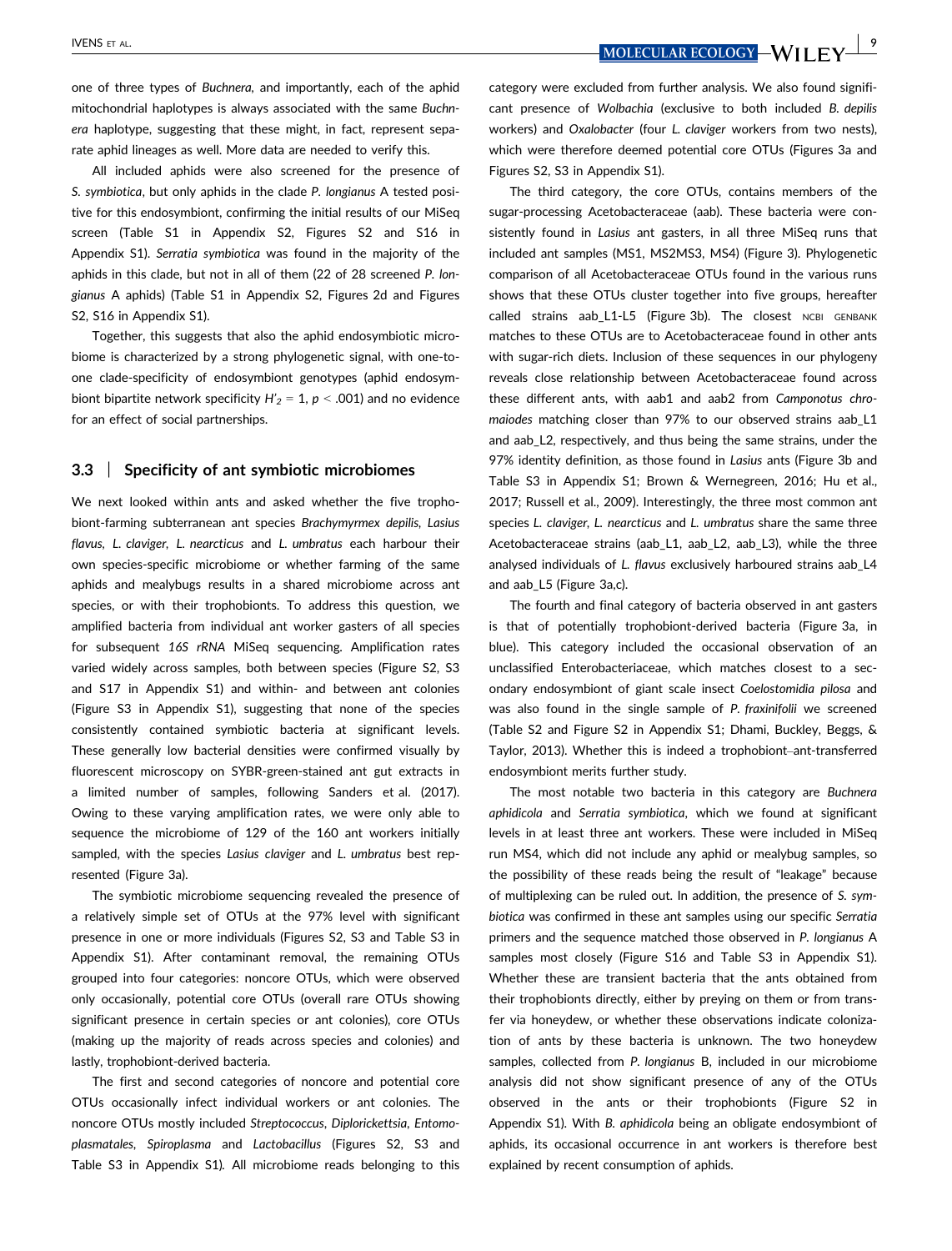one of three types of *Buchnera*, and importantly, each of the aphid mitochondrial haplotypes is always associated with the same *Buchnera* haplotype, suggesting that these might, in fact, represent separate aphid lineages as well. More data are needed to verify this.

All included aphids were also screened for the presence of *S. symbiotica*, but only aphids in the clade *P. longianus* A tested positive for this endosymbiont, confirming the initial results of our MiSeq screen (Table S1 in Appendix S2, Figures S2 and S16 in Appendix S1). *Serratia symbiotica* was found in the majority of the aphids in this clade, but not in all of them (22 of 28 screened *P. longianus* A aphids) (Table S1 in Appendix S2, Figures 2d and Figures S2, S16 in Appendix S1).

Together, this suggests that also the aphid endosymbiotic microbiome is characterized by a strong phylogenetic signal, with one-to-one clade-specificity of endosymbiont genotypes (aphid endosymbiont bipartite network specificity $H'_2 = 1$, $p < .001$) and no evidence for an effect of social partnerships.

### 3.3 | Specificity of ant symbiotic microbiomes

We next looked within ants and asked whether the five trophobiont-farming subterranean ant species *Brachymyrmex depilis*, *Lasius flavus*, *L. claviger*, *L. nearcticus* and *L. umbratus* each harbour their own species-specific microbiome or whether farming of the same aphids and mealybugs results in a shared microbiome across ant species, or with their trophobionts. To address this question, we amplified bacteria from individual ant worker gasters of all species for subsequent *16S rRNA* MiSeq sequencing. Amplification rates varied widely across samples, both between species (Figure S2, S3 and S17 in Appendix S1) and within- and between ant colonies (Figure S3 in Appendix S1), suggesting that none of the species consistently contained symbiotic bacteria at significant levels. These generally low bacterial densities were confirmed visually by fluorescent microscopy on SYBR-green-stained ant gut extracts in a limited number of samples, following Sanders et al. (2017). Owing to these varying amplification rates, we were only able to sequence the microbiome of 129 of the 160 ant workers initially sampled, with the species *Lasius claviger* and *L. umbratus* best represented (Figure 3a).

The symbiotic microbiome sequencing revealed the presence of a relatively simple set of OTUs at the 97% level with significant presence in one or more individuals (Figures S2, S3 and Table S3 in Appendix S1). After contaminant removal, the remaining OTUs grouped into four categories: noncore OTUs, which were observed only occasionally, potential core OTUs (overall rare OTUs showing significant presence in certain species or ant colonies), core OTUs (making up the majority of reads across species and colonies) and lastly, trophobiont-derived bacteria.

The first and second categories of noncore and potential core OTUs occasionally infect individual workers or ant colonies. The noncore OTUs mostly included *Streptococcus*, *Diplorickettsia*, *Entomoplasmatales*, *Spiroplasma* and *Lactobacillus* (Figures S2, S3 and Table S3 in Appendix S1). All microbiome reads belonging to this category were excluded from further analysis. We also found significant presence of *Wolbachia* (exclusive to both included *B. depilis* workers) and *Oxalobacter* (four *L. claviger* workers from two nests), which were therefore deemed potential core OTUs (Figures 3a and Figures S2, S3 in Appendix S1).

The third category, the core OTUs, contains members of the sugar-processing Acetobacteraceae (aab). These bacteria were consistently found in *Lasius* ant gasters, in all three MiSeq runs that included ant samples (MS1, MS2MS3, MS4) (Figure 3). Phylogenetic comparison of all Acetobacteraceae OTUs found in the various runs shows that these OTUs cluster together into five groups, hereafter called strains aab_L1-L5 (Figure 3b). The closest NCBI GENBANK matches to these OTUs are to Acetobacteraceae found in other ants with sugar-rich diets. Inclusion of these sequences in our phylogeny reveals close relationship between Acetobacteraceae found across these different ants, with aab1 and aab2 from *Camponotus chromaiodes* matching closer than 97% to our observed strains aab_L1 and aab_L2, respectively, and thus being the same strains, under the 97% identity definition, as those found in *Lasius* ants (Figure 3b and Table S3 in Appendix S1; Brown & Wernegreen, 2016; Hu et al., 2017; Russell et al., 2009). Interestingly, the three most common ant species *L. claviger*, *L. nearcticus* and *L. umbratus* share the same three Acetobacteraceae strains (aab_L1, aab_L2, aab_L3), while the three analysed individuals of *L. flavus* exclusively harboured strains aab_L4 and aab_L5 (Figure 3a,c).

The fourth and final category of bacteria observed in ant gasters is that of potentially trophobiont-derived bacteria (Figure 3a, in blue). This category included the occasional observation of an unclassified Enterobacteriaceae, which matches closest to a secondary endosymbiont of giant scale insect *Coelostomidia pilosa* and was also found in the single sample of *P. fraxinifolii* we screened (Table S2 and Figure S2 in Appendix S1; Dhami, Buckley, Beggs, & Taylor, 2013). Whether this is indeed a trophobiont–ant-transferred endosymbiont merits further study.

The most notable two bacteria in this category are *Buchnera aphidicola* and *Serratia symbiotica*, which we found at significant levels in at least three ant workers. These were included in MiSeq run MS4, which did not include any aphid or mealybug samples, so the possibility of these reads being the result of "leakage" because of multiplexing can be ruled out. In addition, the presence of *S. symbiotica* was confirmed in these ant samples using our specific *Serratia* primers and the sequence matched those observed in *P. longianus* A samples most closely (Figure S16 and Table S3 in Appendix S1). Whether these are transient bacteria that the ants obtained from their trophobionts directly, either by preying on them or from transfer via honeydew, or whether these observations indicate colonization of ants by these bacteria is unknown. The two honeydew samples, collected from *P. longianus* B, included in our microbiome analysis did not show significant presence of any of the OTUs observed in the ants or their trophobionts (Figure S2 in Appendix S1). With *B. aphidicola* being an obligate endosymbiont of aphids, its occasional occurrence in ant workers is therefore best explained by recent consumption of aphids.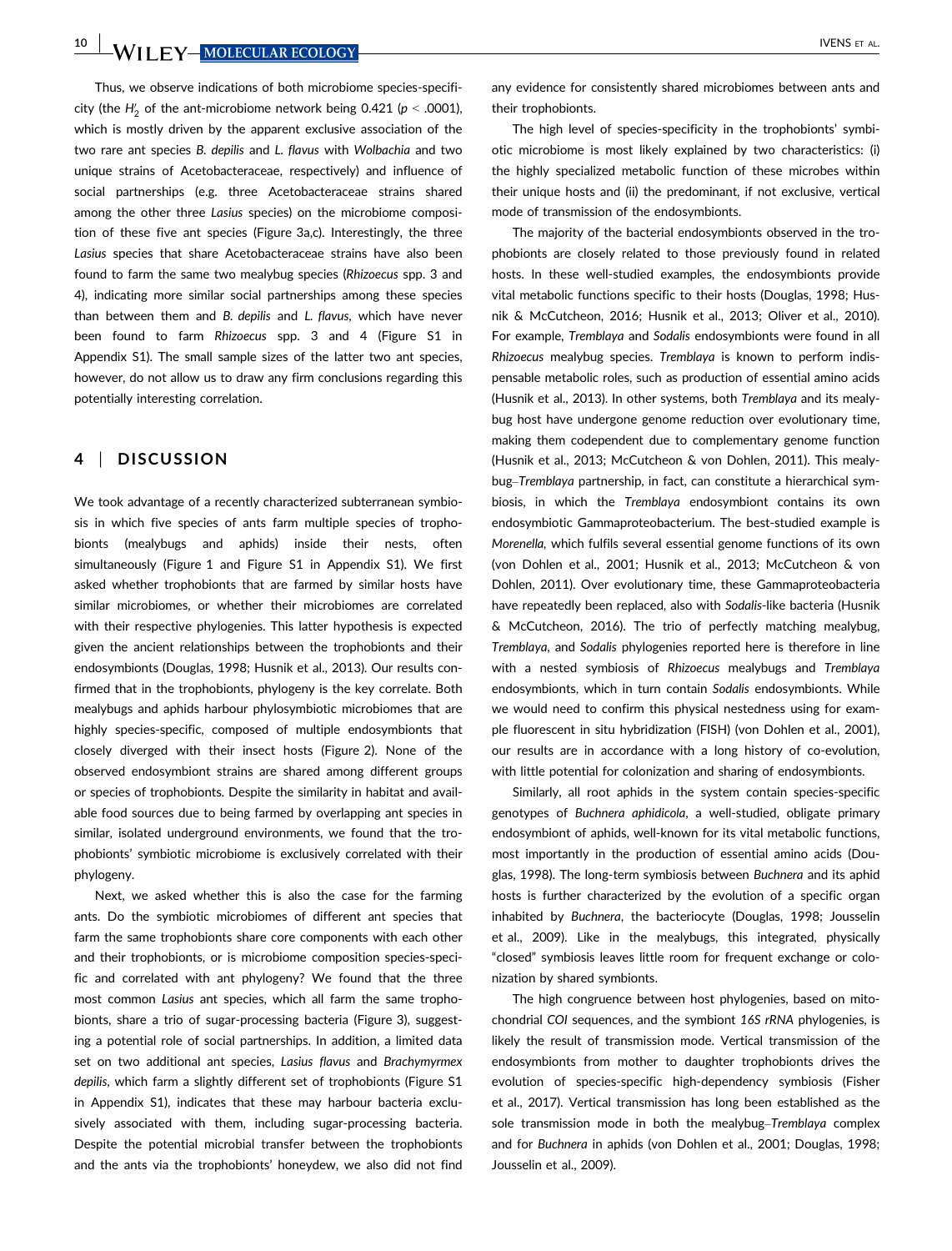Thus, we observe indications of both microbiome species-specificity (the $H_2'$ of the ant-microbiome network being 0.421 ($p < .0001$), which is mostly driven by the apparent exclusive association of the two rare ant species *B. depilis* and *L. flavus* with *Wolbachia* and two unique strains of Acetobacteraceae, respectively) and influence of social partnerships (e.g. three Acetobacteraceae strains shared among the other three *Lasius* species) on the microbiome composition of these five ant species (Figure 3a,c). Interestingly, the three *Lasius* species that share Acetobacteraceae strains have also been found to farm the same two mealybug species (*Rhizoecus* spp. 3 and 4), indicating more similar social partnerships among these species than between them and *B. depilis* and *L. flavus*, which have never been found to farm *Rhizoecus* spp. 3 and 4 (Figure S1 in Appendix S1). The small sample sizes of the latter two ant species, however, do not allow us to draw any firm conclusions regarding this potentially interesting correlation.

## 4 | DISCUSSION

We took advantage of a recently characterized subterranean symbiosis in which five species of ants farm multiple species of trophobionts (mealybugs and aphids) inside their nests, often simultaneously (Figure 1 and Figure S1 in Appendix S1). We first asked whether trophobionts that are farmed by similar hosts have similar microbiomes, or whether their microbiomes are correlated with their respective phylogenies. This latter hypothesis is expected given the ancient relationships between the trophobionts and their endosymbionts (Douglas, 1998; Husnik et al., 2013). Our results confirmed that in the trophobionts, phylogeny is the key correlate. Both mealybugs and aphids harbour phylosymbiotic microbiomes that are highly species-specific, composed of multiple endosymbionts that closely diverged with their insect hosts (Figure 2). None of the observed endosymbiont strains are shared among different groups or species of trophobionts. Despite the similarity in habitat and available food sources due to being farmed by overlapping ant species in similar, isolated underground environments, we found that the trophobionts' symbiotic microbiome is exclusively correlated with their phylogeny.

Next, we asked whether this is also the case for the farming ants. Do the symbiotic microbiomes of different ant species that farm the same trophobionts share core components with each other and their trophobionts, or is microbiome composition species-specific and correlated with ant phylogeny? We found that the three most common *Lasius* ant species, which all farm the same trophobionts, share a trio of sugar-processing bacteria (Figure 3), suggesting a potential role of social partnerships. In addition, a limited data set on two additional ant species, *Lasius flavus* and *Brachymyrmex depilis*, which farm a slightly different set of trophobionts (Figure S1 in Appendix S1), indicates that these may harbour bacteria exclusively associated with them, including sugar-processing bacteria. Despite the potential microbial transfer between the trophobionts and the ants via the trophobionts' honeydew, we also did not find any evidence for consistently shared microbiomes between ants and their trophobionts.

The high level of species-specificity in the trophobionts' symbiotic microbiome is most likely explained by two characteristics: (i) the highly specialized metabolic function of these microbes within their unique hosts and (ii) the predominant, if not exclusive, vertical mode of transmission of the endosymbionts.

The majority of the bacterial endosymbionts observed in the trophobionts are closely related to those previously found in related hosts. In these well-studied examples, the endosymbionts provide vital metabolic functions specific to their hosts (Douglas, 1998; Husnik & McCutcheon, 2016; Husnik et al., 2013; Oliver et al., 2010). For example, *Tremblaya* and *Sodalis* endosymbionts were found in all *Rhizoecus* mealybug species. *Tremblaya* is known to perform indispensable metabolic roles, such as production of essential amino acids (Husnik et al., 2013). In other systems, both *Tremblaya* and its mealybug host have undergone genome reduction over evolutionary time, making them codependent due to complementary genome function (Husnik et al., 2013; McCutcheon & von Dohlen, 2011). This mealybug–*Tremblaya* partnership, in fact, can constitute a hierarchical symbiosis, in which the *Tremblaya* endosymbiont contains its own endosymbiotic Gammaproteobacterium. The best-studied example is *Morenella*, which fulfils several essential genome functions of its own (von Dohlen et al., 2001; Husnik et al., 2013; McCutcheon & von Dohlen, 2011). Over evolutionary time, these Gammaproteobacteria have repeatedly been replaced, also with *Sodalis*-like bacteria (Husnik & McCutcheon, 2016). The trio of perfectly matching mealybug, *Tremblaya*, and *Sodalis* phylogenies reported here is therefore in line with a nested symbiosis of *Rhizoecus* mealybugs and *Tremblaya* endosymbionts, which in turn contain *Sodalis* endosymbionts. While we would need to confirm this physical nestedness using for example fluorescent in situ hybridization (FISH) (von Dohlen et al., 2001), our results are in accordance with a long history of co-evolution, with little potential for colonization and sharing of endosymbionts.

Similarly, all root aphids in the system contain species-specific genotypes of *Buchnera aphidicola*, a well-studied, obligate primary endosymbiont of aphids, well-known for its vital metabolic functions, most importantly in the production of essential amino acids (Douglas, 1998). The long-term symbiosis between *Buchnera* and its aphid hosts is further characterized by the evolution of a specific organ inhabited by *Buchnera*, the bacteriocyte (Douglas, 1998; Jousselin et al., 2009). Like in the mealybugs, this integrated, physically "closed" symbiosis leaves little room for frequent exchange or colonization by shared symbionts.

The high congruence between host phylogenies, based on mitochondrial *COI* sequences, and the symbiont *16S rRNA* phylogenies, is likely the result of transmission mode. Vertical transmission of the endosymbionts from mother to daughter trophobionts drives the evolution of species-specific high-dependency symbiosis (Fisher et al., 2017). Vertical transmission has long been established as the sole transmission mode in both the mealybug–*Tremblaya* complex and for *Buchnera* in aphids (von Dohlen et al., 2001; Douglas, 1998; Jousselin et al., 2009).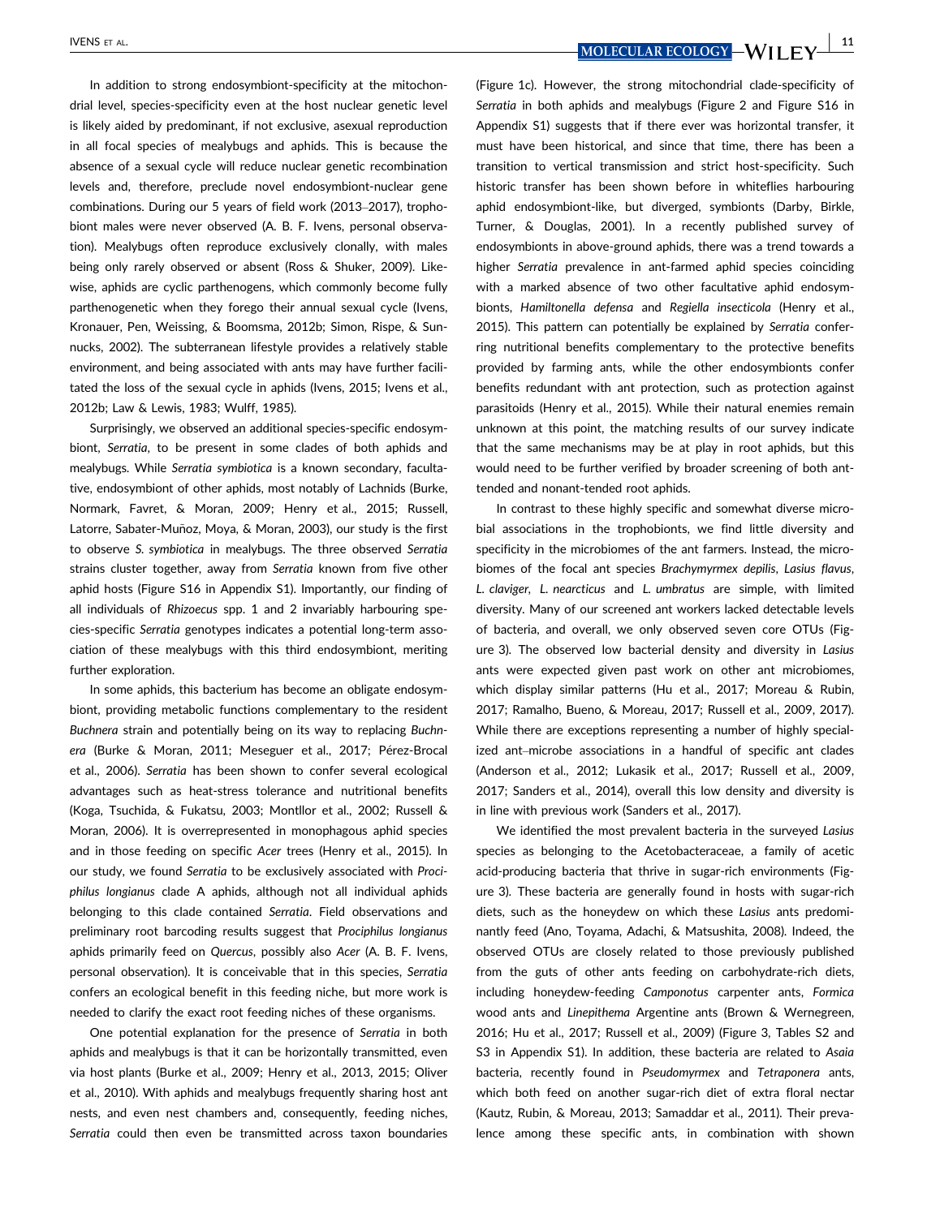In addition to strong endosymbiont-specificity at the mitochondrial level, species-specificity even at the host nuclear genetic level is likely aided by predominant, if not exclusive, asexual reproduction in all focal species of mealybugs and aphids. This is because the absence of a sexual cycle will reduce nuclear genetic recombination levels and, therefore, preclude novel endosymbiont-nuclear gene combinations. During our 5 years of field work (2013–2017), trophobiont males were never observed (A. B. F. Ivens, personal observation). Mealybugs often reproduce exclusively clonally, with males being only rarely observed or absent (Ross & Shuker, 2009). Likewise, aphids are cyclic parthenogens, which commonly become fully parthenogenetic when they forego their annual sexual cycle (Ivens, Kronauer, Pen, Weissing, & Boomsma, 2012b; Simon, Rispe, & Sunnucks, 2002). The subterranean lifestyle provides a relatively stable environment, and being associated with ants may have further facilitated the loss of the sexual cycle in aphids (Ivens, 2015; Ivens et al., 2012b; Law & Lewis, 1983; Wulff, 1985).

Surprisingly, we observed an additional species-specific endosymbiont, *Serratia*, to be present in some clades of both aphids and mealybugs. While *Serratia symbiotica* is a known secondary, facultative, endosymbiont of other aphids, most notably of Lachnids (Burke, Normark, Favret, & Moran, 2009; Henry et al., 2015; Russell, Latorre, Sabater-Muñoz, Moya, & Moran, 2003), our study is the first to observe *S. symbiotica* in mealybugs. The three observed *Serratia* strains cluster together, away from *Serratia* known from five other aphid hosts (Figure S16 in Appendix S1). Importantly, our finding of all individuals of *Rhizoecus* spp. 1 and 2 invariably harbouring species-specific *Serratia* genotypes indicates a potential long-term association of these mealybugs with this third endosymbiont, meriting further exploration.

In some aphids, this bacterium has become an obligate endosymbiont, providing metabolic functions complementary to the resident *Buchnera* strain and potentially being on its way to replacing *Buchnera* (Burke & Moran, 2011; Meseguer et al., 2017; Pérez-Brocal et al., 2006). *Serratia* has been shown to confer several ecological advantages such as heat-stress tolerance and nutritional benefits (Koga, Tsuchida, & Fukatsu, 2003; Montllor et al., 2002; Russell & Moran, 2006). It is overrepresented in monophagous aphid species and in those feeding on specific *Acer* trees (Henry et al., 2015). In our study, we found *Serratia* to be exclusively associated with *Prociphilus longianus* clade A aphids, although not all individual aphids belonging to this clade contained *Serratia*. Field observations and preliminary root barcoding results suggest that *Prociphilus longianus* aphids primarily feed on *Quercus*, possibly also *Acer* (A. B. F. Ivens, personal observation). It is conceivable that in this species, *Serratia* confers an ecological benefit in this feeding niche, but more work is needed to clarify the exact root feeding niches of these organisms.

One potential explanation for the presence of *Serratia* in both aphids and mealybugs is that it can be horizontally transmitted, even via host plants (Burke et al., 2009; Henry et al., 2013, 2015; Oliver et al., 2010). With aphids and mealybugs frequently sharing host ant nests, and even nest chambers and, consequently, feeding niches, *Serratia* could then even be transmitted across taxon boundaries (Figure 1c). However, the strong mitochondrial clade-specificity of *Serratia* in both aphids and mealybugs (Figure 2 and Figure S16 in Appendix S1) suggests that if there ever was horizontal transfer, it must have been historical, and since that time, there has been a transition to vertical transmission and strict host-specificity. Such historic transfer has been shown before in whiteflies harbouring aphid endosymbiont-like, but diverged, symbionts (Darby, Birkle, Turner, & Douglas, 2001). In a recently published survey of endosymbionts in above-ground aphids, there was a trend towards a higher *Serratia* prevalence in ant-farmed aphid species coinciding with a marked absence of two other facultative aphid endosymbionts, *Hamiltonella defensa* and *Regiella insecticola* (Henry et al., 2015). This pattern can potentially be explained by *Serratia* conferring nutritional benefits complementary to the protective benefits provided by farming ants, while the other endosymbionts confer benefits redundant with ant protection, such as protection against parasitoids (Henry et al., 2015). While their natural enemies remain unknown at this point, the matching results of our survey indicate that the same mechanisms may be at play in root aphids, but this would need to be further verified by broader screening of both ant-tended and nonant-tended root aphids.

In contrast to these highly specific and somewhat diverse microbial associations in the trophobionts, we find little diversity and specificity in the microbiomes of the ant farmers. Instead, the microbiomes of the focal ant species *Brachymyrmex depilis*, *Lasius flavus*, *L. claviger*, *L. nearcticus* and *L. umbratus* are simple, with limited diversity. Many of our screened ant workers lacked detectable levels of bacteria, and overall, we only observed seven core OTUs (Figure 3). The observed low bacterial density and diversity in *Lasius* ants were expected given past work on other ant microbiomes, which display similar patterns (Hu et al., 2017; Moreau & Rubin, 2017; Ramalho, Bueno, & Moreau, 2017; Russell et al., 2009, 2017). While there are exceptions representing a number of highly specialized ant–microbe associations in a handful of specific ant clades (Anderson et al., 2012; Lukasik et al., 2017; Russell et al., 2009, 2017; Sanders et al., 2014), overall this low density and diversity is in line with previous work (Sanders et al., 2017).

We identified the most prevalent bacteria in the surveyed *Lasius* species as belonging to the Acetobacteraceae, a family of acetic acid-producing bacteria that thrive in sugar-rich environments (Figure 3). These bacteria are generally found in hosts with sugar-rich diets, such as the honeydew on which these *Lasius* ants predominantly feed (Ano, Toyama, Adachi, & Matsushita, 2008). Indeed, the observed OTUs are closely related to those previously published from the guts of other ants feeding on carbohydrate-rich diets, including honeydew-feeding *Camponotus* carpenter ants, *Formica* wood ants and *Linepithema* Argentine ants (Brown & Wernegreen, 2016; Hu et al., 2017; Russell et al., 2009) (Figure 3, Tables S2 and S3 in Appendix S1). In addition, these bacteria are related to *Asaia* bacteria, recently found in *Pseudomyrmex* and *Tetraponera* ants, which both feed on another sugar-rich diet of extra floral nectar (Kautz, Rubin, & Moreau, 2013; Samaddar et al., 2011). Their prevalence among these specific ants, in combination with shown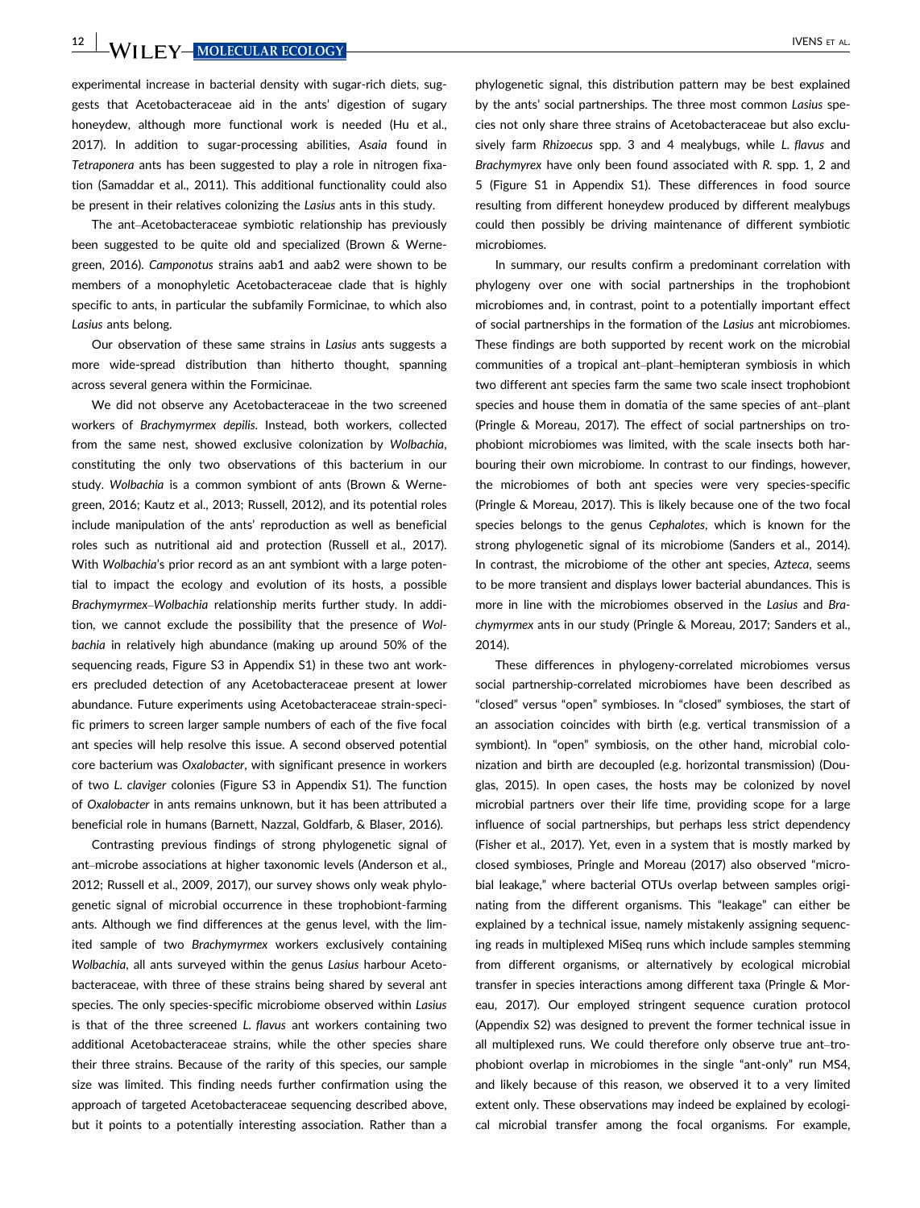experimental increase in bacterial density with sugar-rich diets, suggests that Acetobacteraceae aid in the ants' digestion of sugary honeydew, although more functional work is needed (Hu et al., 2017). In addition to sugar-processing abilities, *Asaia* found in *Tetraponera* ants has been suggested to play a role in nitrogen fixation (Samaddar et al., 2011). This additional functionality could also be present in their relatives colonizing the *Lasius* ants in this study.

The ant–Acetobacteraceae symbiotic relationship has previously been suggested to be quite old and specialized (Brown & Wernegreen, 2016). *Camponotus* strains aab1 and aab2 were shown to be members of a monophyletic Acetobacteraceae clade that is highly specific to ants, in particular the subfamily Formicinae, to which also *Lasius* ants belong.

Our observation of these same strains in *Lasius* ants suggests a more wide-spread distribution than hitherto thought, spanning across several genera within the Formicinae.

We did not observe any Acetobacteraceae in the two screened workers of *Brachymyrmex depilis*. Instead, both workers, collected from the same nest, showed exclusive colonization by *Wolbachia*, constituting the only two observations of this bacterium in our study. *Wolbachia* is a common symbiont of ants (Brown & Wernegreen, 2016; Kautz et al., 2013; Russell, 2012), and its potential roles include manipulation of the ants' reproduction as well as beneficial roles such as nutritional aid and protection (Russell et al., 2017). With *Wolbachia*'s prior record as an ant symbiont with a large potential to impact the ecology and evolution of its hosts, a possible *Brachymyrmex*–*Wolbachia* relationship merits further study. In addition, we cannot exclude the possibility that the presence of *Wolbachia* in relatively high abundance (making up around 50% of the sequencing reads, Figure S3 in Appendix S1) in these two ant workers precluded detection of any Acetobacteraceae present at lower abundance. Future experiments using Acetobacteraceae strain-specific primers to screen larger sample numbers of each of the five focal ant species will help resolve this issue. A second observed potential core bacterium was *Oxalobacter*, with significant presence in workers of two *L. claviger* colonies (Figure S3 in Appendix S1). The function of *Oxalobacter* in ants remains unknown, but it has been attributed a beneficial role in humans (Barnett, Nazzal, Goldfarb, & Blaser, 2016).

Contrasting previous findings of strong phylogenetic signal of ant–microbe associations at higher taxonomic levels (Anderson et al., 2012; Russell et al., 2009, 2017), our survey shows only weak phylogenetic signal of microbial occurrence in these trophobiont-farming ants. Although we find differences at the genus level, with the limited sample of two *Brachymyrmex* workers exclusively containing *Wolbachia*, all ants surveyed within the genus *Lasius* harbour Acetobacteraceae, with three of these strains being shared by several ant species. The only species-specific microbiome observed within *Lasius* is that of the three screened *L. flavus* ant workers containing two additional Acetobacteraceae strains, while the other species share their three strains. Because of the rarity of this species, our sample size was limited. This finding needs further confirmation using the approach of targeted Acetobacteraceae sequencing described above, but it points to a potentially interesting association. Rather than a phylogenetic signal, this distribution pattern may be best explained by the ants' social partnerships. The three most common *Lasius* species not only share three strains of Acetobacteraceae but also exclusively farm *Rhizoecus* spp. 3 and 4 mealybugs, while *L. flavus* and *Brachymyrex* have only been found associated with *R.* spp. 1, 2 and 5 (Figure S1 in Appendix S1). These differences in food source resulting from different honeydew produced by different mealybugs could then possibly be driving maintenance of different symbiotic microbiomes.

In summary, our results confirm a predominant correlation with phylogeny over one with social partnerships in the trophobiont microbiomes and, in contrast, point to a potentially important effect of social partnerships in the formation of the *Lasius* ant microbiomes. These findings are both supported by recent work on the microbial communities of a tropical ant–plant–hemipteran symbiosis in which two different ant species farm the same two scale insect trophobiont species and house them in domatia of the same species of ant–plant (Pringle & Moreau, 2017). The effect of social partnerships on trophobiont microbiomes was limited, with the scale insects both harbouring their own microbiome. In contrast to our findings, however, the microbiomes of both ant species were very species-specific (Pringle & Moreau, 2017). This is likely because one of the two focal species belongs to the genus *Cephalotes*, which is known for the strong phylogenetic signal of its microbiome (Sanders et al., 2014). In contrast, the microbiome of the other ant species, *Azteca*, seems to be more transient and displays lower bacterial abundances. This is more in line with the microbiomes observed in the *Lasius* and *Brachymyrmex* ants in our study (Pringle & Moreau, 2017; Sanders et al., 2014).

These differences in phylogeny-correlated microbiomes versus social partnership-correlated microbiomes have been described as "closed" versus "open" symbioses. In "closed" symbioses, the start of an association coincides with birth (e.g. vertical transmission of a symbiont). In "open" symbiosis, on the other hand, microbial colonization and birth are decoupled (e.g. horizontal transmission) (Douglas, 2015). In open cases, the hosts may be colonized by novel microbial partners over their life time, providing scope for a large influence of social partnerships, but perhaps less strict dependency (Fisher et al., 2017). Yet, even in a system that is mostly marked by closed symbioses, Pringle and Moreau (2017) also observed "microbial leakage," where bacterial OTUs overlap between samples originating from the different organisms. This "leakage" can either be explained by a technical issue, namely mistakenly assigning sequencing reads in multiplexed MiSeq runs which include samples stemming from different organisms, or alternatively by ecological microbial transfer in species interactions among different taxa (Pringle & Moreau, 2017). Our employed stringent sequence curation protocol (Appendix S2) was designed to prevent the former technical issue in all multiplexed runs. We could therefore only observe true ant–trophobiont overlap in microbiomes in the single "ant-only" run MS4, and likely because of this reason, we observed it to a very limited extent only. These observations may indeed be explained by ecological microbial transfer among the focal organisms. For example,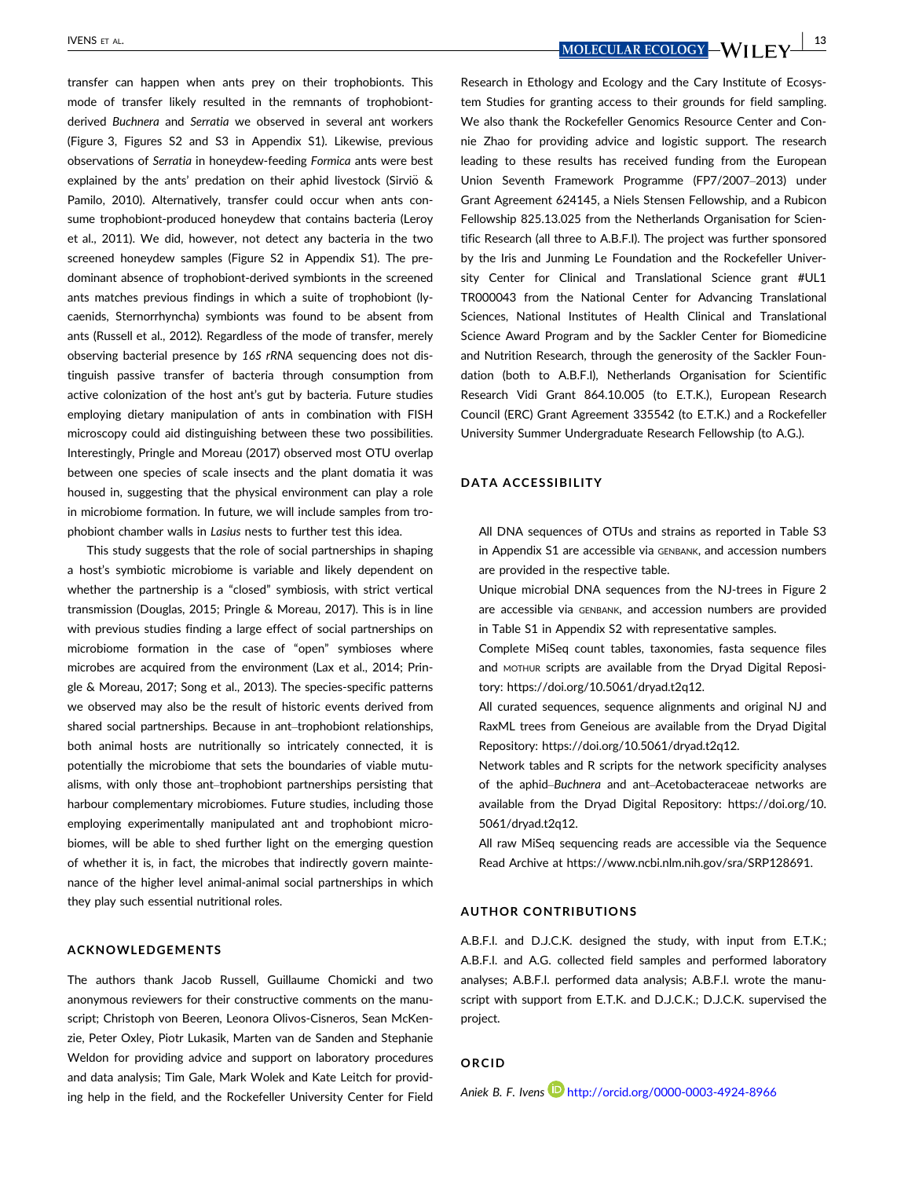transfer can happen when ants prey on their trophobionts. This mode of transfer likely resulted in the remnants of trophobiont-derived *Buchnera* and *Serratia* we observed in several ant workers (Figure 3, Figures S2 and S3 in Appendix S1). Likewise, previous observations of *Serratia* in honeydew-feeding *Formica* ants were best explained by the ants' predation on their aphid livestock (Siviö & Pamilo, 2010). Alternatively, transfer could occur when ants consume trophobiont-produced honeydew that contains bacteria (Leroy et al., 2011). We did, however, not detect any bacteria in the two screened honeydew samples (Figure S2 in Appendix S1). The predominant absence of trophobiont-derived symbionts in the screened ants matches previous findings in which a suite of trophobiont (lycaenids, Sternorrhyncha) symbionts was found to be absent from ants (Russell et al., 2012). Regardless of the mode of transfer, merely observing bacterial presence by *16S rRNA* sequencing does not distinguish passive transfer of bacteria through consumption from active colonization of the host ant's gut by bacteria. Future studies employing dietary manipulation of ants in combination with FISH microscopy could aid distinguishing between these two possibilities. Interestingly, Pringle and Moreau (2017) observed most OTU overlap between one species of scale insects and the plant domatia it was housed in, suggesting that the physical environment can play a role in microbiome formation. In future, we will include samples from trophobiont chamber walls in *Lasius* nests to further test this idea.

This study suggests that the role of social partnerships in shaping a host's symbiotic microbiome is variable and likely dependent on whether the partnership is a "closed" symbiosis, with strict vertical transmission (Douglas, 2015; Pringle & Moreau, 2017). This is in line with previous studies finding a large effect of social partnerships on microbiome formation in the case of "open" symbioses where microbes are acquired from the environment (Lax et al., 2014; Pringle & Moreau, 2017; Song et al., 2013). The species-specific patterns we observed may also be the result of historic events derived from shared social partnerships. Because in ant–trophobiont relationships, both animal hosts are nutritionally so intricately connected, it is potentially the microbiome that sets the boundaries of viable mutualisms, with only those ant–trophobiont partnerships persisting that harbour complementary microbiomes. Future studies, including those employing experimentally manipulated ant and trophobiont microbiomes, will be able to shed further light on the emerging question of whether it is, in fact, the microbes that indirectly govern maintenance of the higher level animal-animal social partnerships in which they play such essential nutritional roles.

## ACKNOWLEDGEMENTS

The authors thank Jacob Russell, Guillaume Chomicki and two anonymous reviewers for their constructive comments on the manuscript; Christoph von Beeren, Leonora Olivos-Cisneros, Sean McKenzie, Peter Oxley, Piotr Lukasik, Marten van de Sanden and Stephanie Weldon for providing advice and support on laboratory procedures and data analysis; Tim Gale, Mark Wolek and Kate Leitch for providing help in the field, and the Rockefeller University Center for Field Research in Ethology and Ecology and the Cary Institute of Ecosystem Studies for granting access to their grounds for field sampling. We also thank the Rockefeller Genomics Resource Center and Connie Zhao for providing advice and logistic support. The research leading to these results has received funding from the European Union Seventh Framework Programme (FP7/2007–2013) under Grant Agreement 624145, a Niels Stensen Fellowship, and a Rubicon Fellowship 825.13.025 from the Netherlands Organisation for Scientific Research (all three to A.B.F.I). The project was further sponsored by the Iris and Junming Le Foundation and the Rockefeller University Center for Clinical and Translational Science grant #UL1 TR000043 from the National Center for Advancing Translational Sciences, National Institutes of Health Clinical and Translational Science Award Program and by the Sackler Center for Biomedicine and Nutrition Research, through the generosity of the Sackler Foundation (both to A.B.F.I), Netherlands Organisation for Scientific Research Vidi Grant 864.10.005 (to E.T.K.), European Research Council (ERC) Grant Agreement 335542 (to E.T.K.) and a Rockefeller University Summer Undergraduate Research Fellowship (to A.G.).

## DATA ACCESSIBILITY

All DNA sequences of OTUs and strains as reported in Table S3 in Appendix S1 are accessible via GENBANK, and accession numbers are provided in the respective table.

Unique microbial DNA sequences from the NJ-trees in Figure 2 are accessible via GENBANK, and accession numbers are provided in Table S1 in Appendix S2 with representative samples.

Complete MiSeq count tables, taxonomies, fasta sequence files and MOTHUR scripts are available from the Dryad Digital Repository: https://doi.org/10.5061/dryad.t2q12.

All curated sequences, sequence alignments and original NJ and RaxML trees from Geneious are available from the Dryad Digital Repository: https://doi.org/10.5061/dryad.t2q12.

Network tables and R scripts for the network specificity analyses of the aphid–*Buchnera* and ant–Acetobacteraceae networks are available from the Dryad Digital Repository: https://doi.org/10.5061/dryad.t2q12.

All raw MiSeq sequencing reads are accessible via the Sequence Read Archive at https://www.ncbi.nlm.nih.gov/sra/SRP128691.

## AUTHOR CONTRIBUTIONS

A.B.F.I. and D.J.C.K. designed the study, with input from E.T.K.; A.B.F.I. and A.G. collected field samples and performed laboratory analyses; A.B.F.I. performed data analysis; A.B.F.I. wrote the manuscript with support from E.T.K. and D.J.C.K.; D.J.C.K. supervised the project.

## ORCID

*Aniek B. F. Ivens* http://orcid.org/0000-0003-4924-8966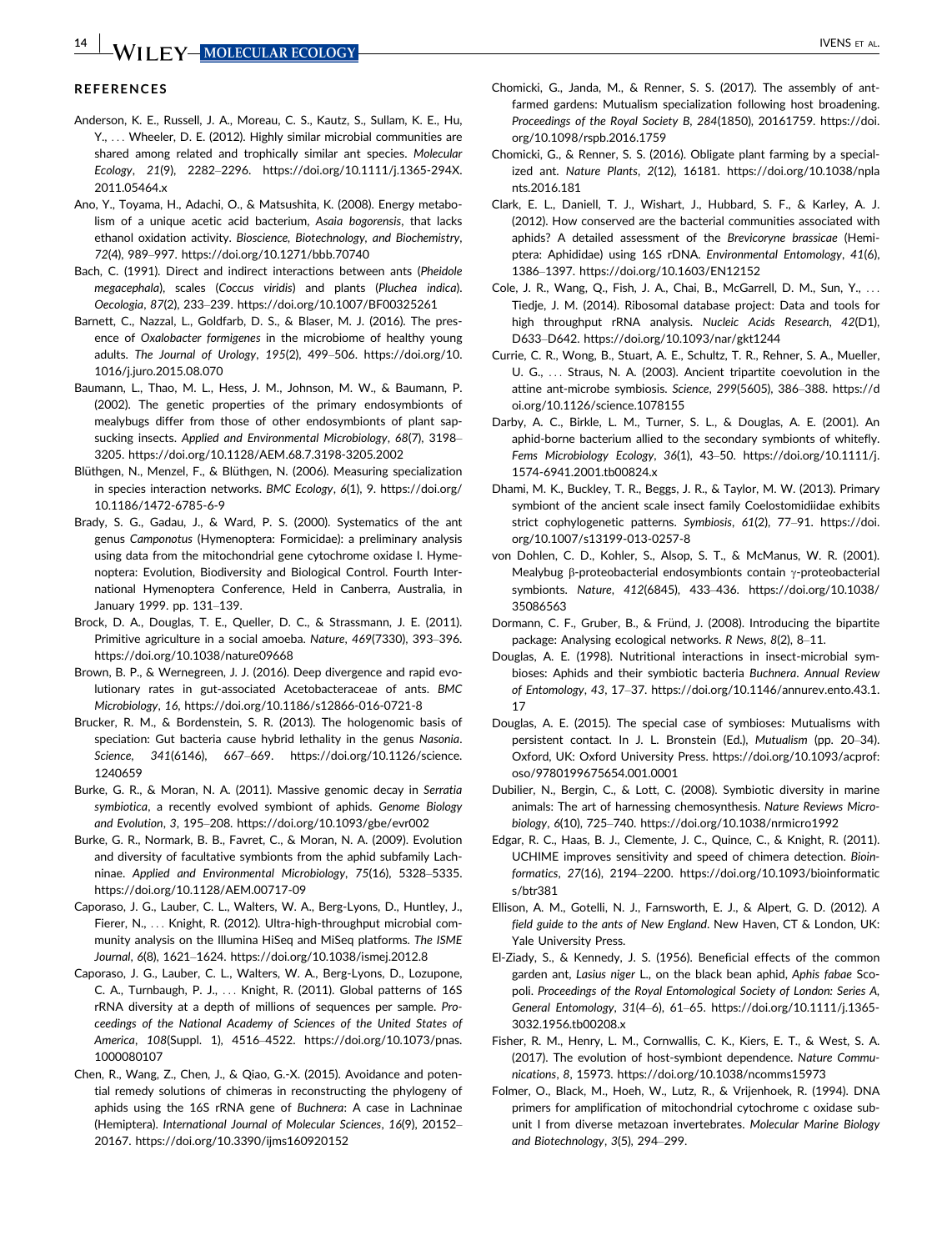## REFERENCES

Anderson, K. E., Russell, J. A., Moreau, C. S., Kautz, S., Sullam, K. E., Hu, Y., … Wheeler, D. E. (2012). Highly similar microbial communities are shared among related and trophically similar ant species. *Molecular Ecology*, *21*(9), 2282–2296. https://doi.org/10.1111/j.1365-294X.2011.05464.x

Ano, Y., Toyama, H., Adachi, O., & Matsushita, K. (2008). Energy metabolism of a unique acetic acid bacterium, *Asaia bogorensis*, that lacks ethanol oxidation activity. *Bioscience, Biotechnology, and Biochemistry*, *72*(4), 989–997. https://doi.org/10.1271/bbb.70740

Bach, C. (1991). Direct and indirect interactions between ants (*Pheidole megacephala*), scales (*Coccus viridis*) and plants (*Pluchea indica*). *Oecologia*, *87*(2), 233–239. https://doi.org/10.1007/BF00325261

Barnett, C., Nazzal, L., Goldfarb, D. S., & Blaser, M. J. (2016). The presence of *Oxalobacter formigenes* in the microbiome of healthy young adults. *The Journal of Urology*, *195*(2), 499–506. https://doi.org/10.1016/j.juro.2015.08.070

Baumann, L., Thao, M. L., Hess, J. M., Johnson, M. W., & Baumann, P. (2002). The genetic properties of the primary endosymbionts of mealybugs differ from those of other endosymbionts of plant sap-sucking insects. *Applied and Environmental Microbiology*, *68*(7), 3198–3205. https://doi.org/10.1128/AEM.68.7.3198-3205.2002

Blüthgen, N., Menzel, F., & Blüthgen, N. (2006). Measuring specialization in species interaction networks. *BMC Ecology*, *6*(1), 9. https://doi.org/10.1186/1472-6785-6-9

Brady, S. G., Gadau, J., & Ward, P. S. (2000). Systematics of the ant genus *Camponotus* (Hymenoptera: Formicidae): a preliminary analysis using data from the mitochondrial gene cytochrome oxidase I. Hymenoptera: Evolution, Biodiversity and Biological Control. Fourth International Hymenoptera Conference, Held in Canberra, Australia, in January 1999. pp. 131–139.

Brock, D. A., Douglas, T. E., Queller, D. C., & Strassmann, J. E. (2011). Primitive agriculture in a social amoeba. *Nature*, *469*(7330), 393–396. https://doi.org/10.1038/nature09668

Brown, B. P., & Wernegreen, J. J. (2016). Deep divergence and rapid evolutionary rates in gut-associated Acetobacteraceae of ants. *BMC Microbiology*, *16*, https://doi.org/10.1186/s12866-016-0721-8

Brucker, R. M., & Bordenstein, S. R. (2013). The hologenomic basis of speciation: Gut bacteria cause hybrid lethality in the genus *Nasonia*. *Science*, *341*(6146), 667–669. https://doi.org/10.1126/science.1240659

Burke, G. R., & Moran, N. A. (2011). Massive genomic decay in *Serratia symbiotica*, a recently evolved symbiont of aphids. *Genome Biology and Evolution*, *3*, 195–208. https://doi.org/10.1093/gbe/evr002

Burke, G. R., Normark, B. B., Favret, C., & Moran, N. A. (2009). Evolution and diversity of facultative symbionts from the aphid subfamily Lachninae. *Applied and Environmental Microbiology*, *75*(16), 5328–5335. https://doi.org/10.1128/AEM.00717-09

Caporaso, J. G., Lauber, C. L., Walters, W. A., Berg-Lyons, D., Huntley, J., Fierer, N., … Knight, R. (2012). Ultra-high-throughput microbial community analysis on the Illumina HiSeq and MiSeq platforms. *The ISME Journal*, *6*(8), 1621–1624. https://doi.org/10.1038/ismej.2012.8

Caporaso, J. G., Lauber, C. L., Walters, W. A., Berg-Lyons, D., Lozupone, C. A., Turnbaugh, P. J., … Knight, R. (2011). Global patterns of 16S rRNA diversity at a depth of millions of sequences per sample. *Proceedings of the National Academy of Sciences of the United States of America*, *108*(Suppl. 1), 4516–4522. https://doi.org/10.1073/pnas.1000080107

Chen, R., Wang, Z., Chen, J., & Qiao, G.-X. (2015). Avoidance and potential remedy solutions of chimeras in reconstructing the phylogeny of aphids using the 16S rRNA gene of *Buchnera*: A case in Lachninae (Hemiptera). *International Journal of Molecular Sciences*, *16*(9), 20152–20167. https://doi.org/10.3390/ijms160920152

Chomicki, G., Janda, M., & Renner, S. S. (2017). The assembly of ant-farmed gardens: Mutualism specialization following host broadening. *Proceedings of the Royal Society B*, *284*(1850), 20161759. https://doi.org/10.1098/rspb.2016.1759

Chomicki, G., & Renner, S. S. (2016). Obligate plant farming by a specialized ant. *Nature Plants*, *2*(12), 16181. https://doi.org/10.1038/nplants.2016.181

Clark, E. L., Daniell, T. J., Wishart, J., Hubbard, S. F., & Karley, A. J. (2012). How conserved are the bacterial communities associated with aphids? A detailed assessment of the *Brevicoryne brassicae* (Hemiptera: Aphididae) using 16S rDNA. *Environmental Entomology*, *41*(6), 1386–1397. https://doi.org/10.1603/EN12152

Cole, J. R., Wang, Q., Fish, J. A., Chai, B., McGarrell, D. M., Sun, Y., … Tiedje, J. M. (2014). Ribosomal database project: Data and tools for high throughput rRNA analysis. *Nucleic Acids Research*, *42*(D1), D633–D642. https://doi.org/10.1093/nar/gkt1244

Currie, C. R., Wong, B., Stuart, A. E., Schultz, T. R., Rehner, S. A., Mueller, U. G., … Straus, N. A. (2003). Ancient tripartite coevolution in the attine ant-microbe symbiosis. *Science*, *299*(5605), 386–388. https://doi.org/10.1126/science.1078155

Darby, A. C., Birkle, L. M., Turner, S. L., & Douglas, A. E. (2001). An aphid-borne bacterium allied to the secondary symbionts of whitefly. *Fems Microbiology Ecology*, *36*(1), 43–50. https://doi.org/10.1111/j.1574-6941.2001.tb00824.x

Dhami, M. K., Buckley, T. R., Beggs, J. R., & Taylor, M. W. (2013). Primary symbiont of the ancient scale insect family Coelostomidiidae exhibits strict cophylogenetic patterns. *Symbiosis*, *61*(2), 77–91. https://doi.org/10.1007/s13199-013-0257-8

von Dohlen, C. D., Kohler, S., Alsop, S. T., & McManus, W. R. (2001). Mealybug β-proteobacterial endosymbionts contain γ-proteobacterial symbionts. *Nature*, *412*(6845), 433–436. https://doi.org/10.1038/35086563

Dormann, C. F., Gruber, B., & Fründ, J. (2008). Introducing the bipartite package: Analysing ecological networks. *R News*, *8*(2), 8–11.

Douglas, A. E. (1998). Nutritional interactions in insect-microbial symbioses: Aphids and their symbiotic bacteria *Buchnera*. *Annual Review of Entomology*, *43*, 17–37. https://doi.org/10.1146/annurev.ento.43.1.17

Douglas, A. E. (2015). The special case of symbioses: Mutualisms with persistent contact. In J. L. Bronstein (Ed.), *Mutualism* (pp. 20–34). Oxford, UK: Oxford University Press. https://doi.org/10.1093/acprof:oso/9780199675654.001.0001

Dubilier, N., Bergin, C., & Lott, C. (2008). Symbiotic diversity in marine animals: The art of harnessing chemosynthesis. *Nature Reviews Microbiology*, *6*(10), 725–740. https://doi.org/10.1038/nrmicro1992

Edgar, R. C., Haas, B. J., Clemente, J. C., Quince, C., & Knight, R. (2011). UCHIME improves sensitivity and speed of chimera detection. *Bioinformatics*, *27*(16), 2194–2200. https://doi.org/10.1093/bioinformatics/btr381

Ellison, A. M., Gotelli, N. J., Farnsworth, E. J., & Alpert, G. D. (2012). *A field guide to the ants of New England*. New Haven, CT & London, UK: Yale University Press.

El-Ziady, S., & Kennedy, J. S. (1956). Beneficial effects of the common garden ant, *Lasius niger* L., on the black bean aphid, *Aphis fabae* Scopoli. *Proceedings of the Royal Entomological Society of London: Series A, General Entomology*, *31*(4–6), 61–65. https://doi.org/10.1111/j.1365-3032.1956.tb00208.x

Fisher, R. M., Henry, L. M., Cornwallis, C. K., Kiers, E. T., & West, S. A. (2017). The evolution of host-symbiont dependence. *Nature Communications*, *8*, 15973. https://doi.org/10.1038/ncomms15973

Folmer, O., Black, M., Hoeh, W., Lutz, R., & Vrijenhoek, R. (1994). DNA primers for amplification of mitochondrial cytochrome c oxidase subunit I from diverse metazoan invertebrates. *Molecular Marine Biology and Biotechnology*, *3*(5), 294–299.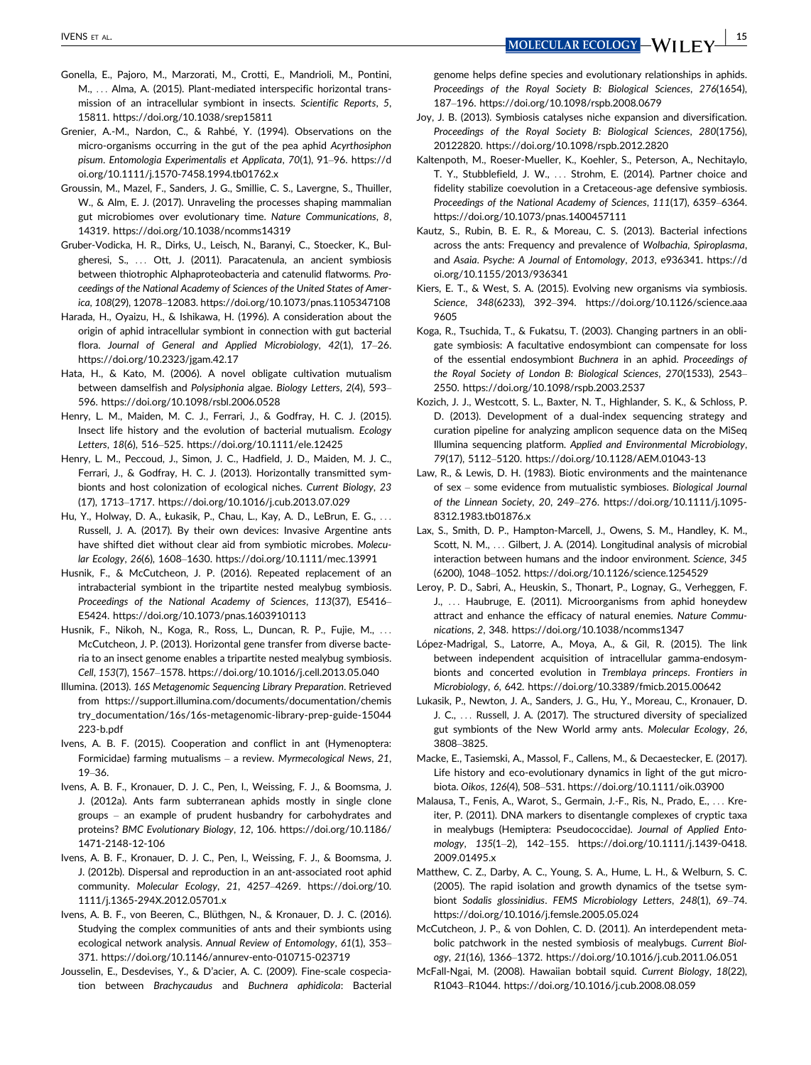Gonella, E., Pajoro, M., Marzorati, M., Crotti, E., Mandrioli, M., Pontini, M., … Alma, A. (2015). Plant-mediated interspecific horizontal transmission of an intracellular symbiont in insects. *Scientific Reports*, *5*, 15811. https://doi.org/10.1038/srep15811

Grenier, A.-M., Nardon, C., & Rahbé, Y. (1994). Observations on the micro-organisms occurring in the gut of the pea aphid *Acyrthosiphon pisum*. *Entomologia Experimentalis et Applicata*, *70*(1), 91–96. https://doi.org/10.1111/j.1570-7458.1994.tb01762.x

Groussin, M., Mazel, F., Sanders, J. G., Smillie, C. S., Lavergne, S., Thuiller, W., & Alm, E. J. (2017). Unraveling the processes shaping mammalian gut microbiomes over evolutionary time. *Nature Communications*, *8*, 14319. https://doi.org/10.1038/ncomms14319

Gruber-Vodicka, H. R., Dirks, U., Leisch, N., Baranyi, C., Stoecker, K., Bulgheresi, S., … Ott, J. (2011). Paracatenula, an ancient symbiosis between thiotrophic Alphaproteobacteria and catenulid flatworms. *Proceedings of the National Academy of Sciences of the United States of America*, *108*(29), 12078–12083. https://doi.org/10.1073/pnas.1105347108

Harada, H., Oyaizu, H., & Ishikawa, H. (1996). A consideration about the origin of aphid intracellular symbiont in connection with gut bacterial flora. *Journal of General and Applied Microbiology*, *42*(1), 17–26. https://doi.org/10.2323/jgam.42.17

Hata, H., & Kato, M. (2006). A novel obligate cultivation mutualism between damselfish and *Polysiphonia* algae. *Biology Letters*, *2*(4), 593–596. https://doi.org/10.1098/rsbl.2006.0528

Henry, L. M., Maiden, M. C. J., Ferrari, J., & Godfray, H. C. J. (2015). Insect life history and the evolution of bacterial mutualism. *Ecology Letters*, *18*(6), 516–525. https://doi.org/10.1111/ele.12425

Henry, L. M., Peccoud, J., Simon, J. C., Hadfield, J. D., Maiden, M. J. C., Ferrari, J., & Godfray, H. C. J. (2013). Horizontally transmitted symbionts and host colonization of ecological niches. *Current Biology*, *23* (17), 1713–1717. https://doi.org/10.1016/j.cub.2013.07.029

Hu, Y., Holway, D. A., Łukasik, P., Chau, L., Kay, A. D., LeBrun, E. G., … Russell, J. A. (2017). By their own devices: Invasive Argentine ants have shifted diet without clear aid from symbiotic microbes. *Molecular Ecology*, *26*(6), 1608–1630. https://doi.org/10.1111/mec.13991

Husnik, F., & McCutcheon, J. P. (2016). Repeated replacement of an intrabacterial symbiont in the tripartite nested mealybug symbiosis. *Proceedings of the National Academy of Sciences*, *113*(37), E5416–E5424. https://doi.org/10.1073/pnas.1603910113

Husnik, F., Nikoh, N., Koga, R., Ross, L., Duncan, R. P., Fujie, M., … McCutcheon, J. P. (2013). Horizontal gene transfer from diverse bacteria to an insect genome enables a tripartite nested mealybug symbiosis. *Cell*, *153*(7), 1567–1578. https://doi.org/10.1016/j.cell.2013.05.040

Illumina. (2013). *16S Metagenomic Sequencing Library Preparation*. Retrieved from https://support.illumina.com/documents/documentation/chemistry_documentation/16s/16s-metagenomic-library-prep-guide-15044223-b.pdf

Ivens, A. B. F. (2015). Cooperation and conflict in ant (Hymenoptera: Formicidae) farming mutualisms – a review. *Myrmecological News*, *21*, 19–36.

Ivens, A. B. F., Kronauer, D. J. C., Pen, I., Weissing, F. J., & Boomsma, J. J. (2012a). Ants farm subterranean aphids mostly in single clone groups – an example of prudent husbandry for carbohydrates and proteins? *BMC Evolutionary Biology*, *12*, 106. https://doi.org/10.1186/1471-2148-12-106

Ivens, A. B. F., Kronauer, D. J. C., Pen, I., Weissing, F. J., & Boomsma, J. J. (2012b). Dispersal and reproduction in an ant-associated root aphid community. *Molecular Ecology*, *21*, 4257–4269. https://doi.org/10.1111/j.1365-294X.2012.05701.x

Ivens, A. B. F., von Beeren, C., Blüthgen, N., & Kronauer, D. J. C. (2016). Studying the complex communities of ants and their symbionts using ecological network analysis. *Annual Review of Entomology*, *61*(1), 353–371. https://doi.org/10.1146/annurev-ento-010715-023719

Jousselin, E., Desdevises, Y., & D'acier, A. C. (2009). Fine-scale cospeciation between *Brachycaudus* and *Buchnera aphidicola*: Bacterial genome helps define species and evolutionary relationships in aphids. *Proceedings of the Royal Society B: Biological Sciences*, *276*(1654), 187–196. https://doi.org/10.1098/rspb.2008.0679

Joy, J. B. (2013). Symbiosis catalyses niche expansion and diversification. *Proceedings of the Royal Society B: Biological Sciences*, *280*(1756), 20122820. https://doi.org/10.1098/rspb.2012.2820

Kaltenpoth, M., Roeser-Mueller, K., Koehler, S., Peterson, A., Nechitaylo, T. Y., Stubblefield, J. W., … Strohm, E. (2014). Partner choice and fidelity stabilize coevolution in a Cretaceous-age defensive symbiosis. *Proceedings of the National Academy of Sciences*, *111*(17), 6359–6364. https://doi.org/10.1073/pnas.1400457111

Kautz, S., Rubin, B. E. R., & Moreau, C. S. (2013). Bacterial infections across the ants: Frequency and prevalence of *Wolbachia*, *Spiroplasma*, and *Asaia*. *Psyche: A Journal of Entomology*, *2013*, e936341. https://doi.org/10.1155/2013/936341

Kiers, E. T., & West, S. A. (2015). Evolving new organisms via symbiosis. *Science*, *348*(6233), 392–394. https://doi.org/10.1126/science.aaa9605

Koga, R., Tsuchida, T., & Fukatsu, T. (2003). Changing partners in an obligate symbiosis: A facultative endosymbiont can compensate for loss of the essential endosymbiont *Buchnera* in an aphid. *Proceedings of the Royal Society of London B: Biological Sciences*, *270*(1533), 2543–2550. https://doi.org/10.1098/rspb.2003.2537

Kozich, J. J., Westcott, S. L., Baxter, N. T., Highlander, S. K., & Schloss, P. D. (2013). Development of a dual-index sequencing strategy and curation pipeline for analyzing amplicon sequence data on the MiSeq Illumina sequencing platform. *Applied and Environmental Microbiology*, *79*(17), 5112–5120. https://doi.org/10.1128/AEM.01043-13

Law, R., & Lewis, D. H. (1983). Biotic environments and the maintenance of sex – some evidence from mutualistic symbioses. *Biological Journal of the Linnean Society*, *20*, 249–276. https://doi.org/10.1111/j.1095-8312.1983.tb01876.x

Lax, S., Smith, D. P., Hampton-Marcell, J., Owens, S. M., Handley, K. M., Scott, N. M., … Gilbert, J. A. (2014). Longitudinal analysis of microbial interaction between humans and the indoor environment. *Science*, *345* (6200), 1048–1052. https://doi.org/10.1126/science.1254529

Leroy, P. D., Sabri, A., Heuskin, S., Thonart, P., Lognay, G., Verheggen, F. J., … Haubruge, E. (2011). Microorganisms from aphid honeydew attract and enhance the efficacy of natural enemies. *Nature Communications*, *2*, 348. https://doi.org/10.1038/ncomms1347

López-Madrigal, S., Latorre, A., Moya, A., & Gil, R. (2015). The link between independent acquisition of intracellular gamma-endosymbionts and concerted evolution in *Tremblaya princeps*. *Frontiers in Microbiology*, *6*, 642. https://doi.org/10.3389/fmicb.2015.00642

Lukasik, P., Newton, J. A., Sanders, J. G., Hu, Y., Moreau, C., Kronauer, D. J. C., … Russell, J. A. (2017). The structured diversity of specialized gut symbionts of the New World army ants. *Molecular Ecology*, *26*, 3808–3825.

Macke, E., Tasiemski, A., Massol, F., Callens, M., & Decaestecker, E. (2017). Life history and eco-evolutionary dynamics in light of the gut microbiota. *Oikos*, *126*(4), 508–531. https://doi.org/10.1111/oik.03900

Malausa, T., Fenis, A., Warot, S., Germain, J.-F., Ris, N., Prado, E., … Kreiter, P. (2011). DNA markers to disentangle complexes of cryptic taxa in mealybugs (Hemiptera: Pseudococcidae). *Journal of Applied Entomology*, *135*(1–2), 142–155. https://doi.org/10.1111/j.1439-0418.2009.01495.x

Matthew, C. Z., Darby, A. C., Young, S. A., Hume, L. H., & Welburn, S. C. (2005). The rapid isolation and growth dynamics of the tsetse symbiont *Sodalis glossinidius*. *FEMS Microbiology Letters*, *248*(1), 69–74. https://doi.org/10.1016/j.femsle.2005.05.024

McCutcheon, J. P., & von Dohlen, C. D. (2011). An interdependent metabolic patchwork in the nested symbiosis of mealybugs. *Current Biology*, *21*(16), 1366–1372. https://doi.org/10.1016/j.cub.2011.06.051

McFall-Ngai, M. (2008). Hawaiian bobtail squid. *Current Biology*, *18*(22), R1043–R1044. https://doi.org/10.1016/j.cub.2008.08.059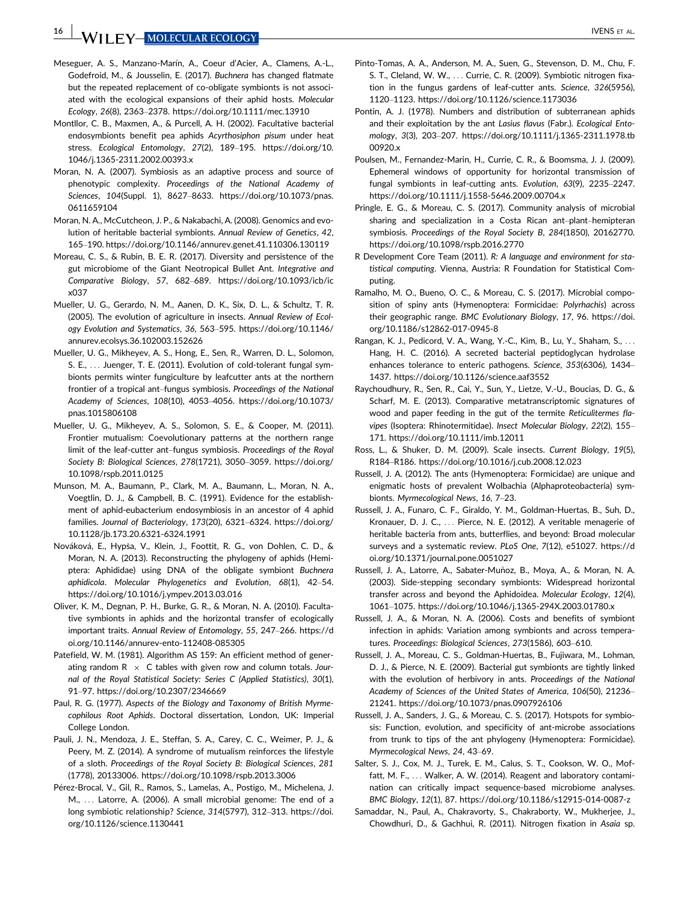Meseguer, A. S., Manzano-Marín, A., Coeur d'Acier, A., Clamens, A.-L., Godefroid, M., & Jousselin, E. (2017). *Buchnera* has changed flatmate but the repeated replacement of co-obligate symbionts is not associated with the ecological expansions of their aphid hosts. *Molecular Ecology*, *26*(8), 2363–2378. https://doi.org/10.1111/mec.13910

Montllor, C. B., Maxmen, A., & Purcell, A. H. (2002). Facultative bacterial endosymbionts benefit pea aphids *Acyrthosiphon pisum* under heat stress. *Ecological Entomology*, *27*(2), 189–195. https://doi.org/10.1046/j.1365-2311.2002.00393.x

Moran, N. A. (2007). Symbiosis as an adaptive process and source of phenotypic complexity. *Proceedings of the National Academy of Sciences*, *104*(Suppl. 1), 8627–8633. https://doi.org/10.1073/pnas.0611659104

Moran, N. A., McCutcheon, J. P., & Nakabachi, A. (2008). Genomics and evolution of heritable bacterial symbionts. *Annual Review of Genetics*, *42*, 165–190. https://doi.org/10.1146/annurev.genet.41.110306.130119

Moreau, C. S., & Rubin, B. E. R. (2017). Diversity and persistence of the gut microbiome of the Giant Neotropical Bullet Ant. *Integrative and Comparative Biology*, *57*, 682–689. https://doi.org/10.1093/icb/icx037

Mueller, U. G., Gerardo, N. M., Aanen, D. K., Six, D. L., & Schultz, T. R. (2005). The evolution of agriculture in insects. *Annual Review of Ecology Evolution and Systematics*, *36*, 563–595. https://doi.org/10.1146/annurev.ecolsys.36.102003.152626

Mueller, U. G., Mikheyev, A. S., Hong, E., Sen, R., Warren, D. L., Solomon, S. E., ... Juenger, T. E. (2011). Evolution of cold-tolerant fungal symbionts permits winter fungiculture by leafcutter ants at the northern frontier of a tropical ant–fungus symbiosis. *Proceedings of the National Academy of Sciences*, *108*(10), 4053–4056. https://doi.org/10.1073/pnas.1015806108

Mueller, U. G., Mikheyev, A. S., Solomon, S. E., & Cooper, M. (2011). Frontier mutualism: Coevolutionary patterns at the northern range limit of the leaf-cutter ant–fungus symbiosis. *Proceedings of the Royal Society B: Biological Sciences*, *278*(1721), 3050–3059. https://doi.org/10.1098/rspb.2011.0125

Munson, M. A., Baumann, P., Clark, M. A., Baumann, L., Moran, N. A., Voegtlin, D. J., & Campbell, B. C. (1991). Evidence for the establishment of aphid-eubacterium endosymbiosis in an ancestor of 4 aphid families. *Journal of Bacteriology*, *173*(20), 6321–6324. https://doi.org/10.1128/jb.173.20.6321-6324.1991

Nováková, E., Hypša, V., Klein, J., Foottit, R. G., von Dohlen, C. D., & Moran, N. A. (2013). Reconstructing the phylogeny of aphids (Hemiptera: Aphididae) using DNA of the obligate symbiont *Buchnera aphidicola*. *Molecular Phylogenetics and Evolution*, *68*(1), 42–54. https://doi.org/10.1016/j.ympev.2013.03.016

Oliver, K. M., Degnan, P. H., Burke, G. R., & Moran, N. A. (2010). Facultative symbionts in aphids and the horizontal transfer of ecologically important traits. *Annual Review of Entomology*, *55*, 247–266. https://doi.org/10.1146/annurev-ento-112408-085305

Patefield, W. M. (1981). Algorithm AS 159: An efficient method of generating random R × C tables with given row and column totals. *Journal of the Royal Statistical Society: Series C (Applied Statistics)*, *30*(1), 91–97. https://doi.org/10.2307/2346669

Paul, R. G. (1977). *Aspects of the Biology and Taxonomy of British Myrmecophilous Root Aphids*. Doctoral dissertation, London, UK: Imperial College London.

Pauli, J. N., Mendoza, J. E., Steffan, S. A., Carey, C. C., Weimer, P. J., & Peery, M. Z. (2014). A syndrome of mutualism reinforces the lifestyle of a sloth. *Proceedings of the Royal Society B: Biological Sciences*, *281*(1778), 20133006. https://doi.org/10.1098/rspb.2013.3006

Pérez-Brocal, V., Gil, R., Ramos, S., Lamelas, A., Postigo, M., Michelena, J. M., ... Latorre, A. (2006). A small microbial genome: The end of a long symbiotic relationship? *Science*, *314*(5797), 312–313. https://doi.org/10.1126/science.1130441

Pinto-Tomas, A. A., Anderson, M. A., Suen, G., Stevenson, D. M., Chu, F. S. T., Cleland, W. W., ... Currie, C. R. (2009). Symbiotic nitrogen fixation in the fungus gardens of leaf-cutter ants. *Science*, *326*(5956), 1120–1123. https://doi.org/10.1126/science.1173036

Pontin, A. J. (1978). Numbers and distribution of subterranean aphids and their exploitation by the ant *Lasius flavus* (Fabr.). *Ecological Entomology*, *3*(3), 203–207. https://doi.org/10.1111/j.1365-2311.1978.tb00920.x

Poulsen, M., Fernandez-Marin, H., Currie, C. R., & Boomsma, J. J. (2009). Ephemeral windows of opportunity for horizontal transmission of fungal symbionts in leaf-cutting ants. *Evolution*, *63*(9), 2235–2247. https://doi.org/10.1111/j.1558-5646.2009.00704.x

Pringle, E. G., & Moreau, C. S. (2017). Community analysis of microbial sharing and specialization in a Costa Rican ant–plant–hemipteran symbiosis. *Proceedings of the Royal Society B*, *284*(1850), 20162770. https://doi.org/10.1098/rspb.2016.2770

R Development Core Team (2011). *R: A language and environment for statistical computing*. Vienna, Austria: R Foundation for Statistical Computing.

Ramalho, M. O., Bueno, O. C., & Moreau, C. S. (2017). Microbial composition of spiny ants (Hymenoptera: Formicidae: *Polyrhachis*) across their geographic range. *BMC Evolutionary Biology*, *17*, 96. https://doi.org/10.1186/s12862-017-0945-8

Rangan, K. J., Pedicord, V. A., Wang, Y.-C., Kim, B., Lu, Y., Shaham, S., ... Hang, H. C. (2016). A secreted bacterial peptidoglycan hydrolase enhances tolerance to enteric pathogens. *Science*, *353*(6306), 1434–1437. https://doi.org/10.1126/science.aaf3552

Raychoudhury, R., Sen, R., Cai, Y., Sun, Y., Lietze, V.-U., Boucias, D. G., & Scharf, M. E. (2013). Comparative metatranscriptomic signatures of wood and paper feeding in the gut of the termite *Reticulitermes flavipes* (Isoptera: Rhinotermitidae). *Insect Molecular Biology*, *22*(2), 155–171. https://doi.org/10.1111/imb.12011

Ross, L., & Shuker, D. M. (2009). Scale insects. *Current Biology*, *19*(5), R184–R186. https://doi.org/10.1016/j.cub.2008.12.023

Russell, J. A. (2012). The ants (Hymenoptera: Formicidae) are unique and enigmatic hosts of prevalent Wolbachia (Alphaproteobacteria) symbionts. *Myrmecological News*, *16*, 7–23.

Russell, J. A., Funaro, C. F., Giraldo, Y. M., Goldman-Huertas, B., Suh, D., Kronauer, D. J. C., ... Pierce, N. E. (2012). A veritable menagerie of heritable bacteria from ants, butterflies, and beyond: Broad molecular surveys and a systematic review. *PLoS One*, *7*(12), e51027. https://doi.org/10.1371/journal.pone.0051027

Russell, J. A., Latorre, A., Sabater-Muñoz, B., Moya, A., & Moran, N. A. (2003). Side-stepping secondary symbionts: Widespread horizontal transfer across and beyond the Aphidoidea. *Molecular Ecology*, *12*(4), 1061–1075. https://doi.org/10.1046/j.1365-294X.2003.01780.x

Russell, J. A., & Moran, N. A. (2006). Costs and benefits of symbiont infection in aphids: Variation among symbionts and across temperatures. *Proceedings: Biological Sciences*, *273*(1586), 603–610.

Russell, J. A., Moreau, C. S., Goldman-Huertas, B., Fujiwara, M., Lohman, D. J., & Pierce, N. E. (2009). Bacterial gut symbionts are tightly linked with the evolution of herbivory in ants. *Proceedings of the National Academy of Sciences of the United States of America*, *106*(50), 21236–21241. https://doi.org/10.1073/pnas.0907926106

Russell, J. A., Sanders, J. G., & Moreau, C. S. (2017). Hotspots for symbiosis: Function, evolution, and specificity of ant-microbe associations from trunk to tips of the ant phylogeny (Hymenoptera: Formicidae). *Myrmecological News*, *24*, 43–69.

Salter, S. J., Cox, M. J., Turek, E. M., Calus, S. T., Cookson, W. O., Moffatt, M. F., ... Walker, A. W. (2014). Reagent and laboratory contamination can critically impact sequence-based microbiome analyses. *BMC Biology*, *12*(1), 87. https://doi.org/10.1186/s12915-014-0087-z

Samaddar, N., Paul, A., Chakravorty, S., Chakraborty, W., Mukherjee, J., Chowdhuri, D., & Gachhui, R. (2011). Nitrogen fixation in *Asaia* sp.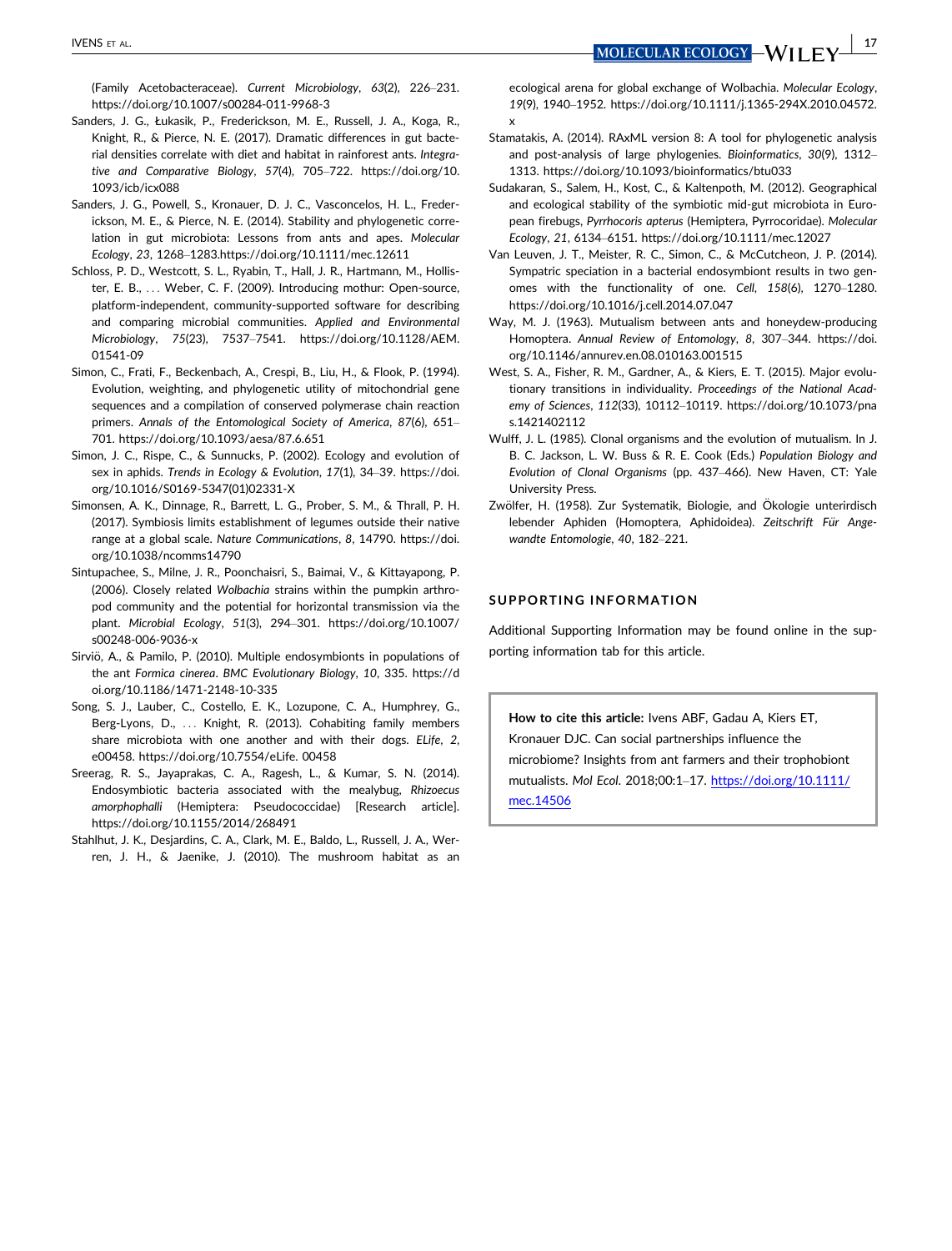(Family Acetobacteraceae). *Current Microbiology*, *63*(2), 226–231. https://doi.org/10.1007/s00284-011-9968-3

Sanders, J. G., Łukasik, P., Frederickson, M. E., Russell, J. A., Koga, R., Knight, R., & Pierce, N. E. (2017). Dramatic differences in gut bacterial densities correlate with diet and habitat in rainforest ants. *Integrative and Comparative Biology*, *57*(4), 705–722. https://doi.org/10.1093/icb/icx088

Sanders, J. G., Powell, S., Kronauer, D. J. C., Vasconcelos, H. L., Frederickson, M. E., & Pierce, N. E. (2014). Stability and phylogenetic correlation in gut microbiota: Lessons from ants and apes. *Molecular Ecology*, *23*, 1268–1283.https://doi.org/10.1111/mec.12611

Schloss, P. D., Westcott, S. L., Ryabin, T., Hall, J. R., Hartmann, M., Hollister, E. B., … Weber, C. F. (2009). Introducing mothur: Open-source, platform-independent, community-supported software for describing and comparing microbial communities. *Applied and Environmental Microbiology*, *75*(23), 7537–7541. https://doi.org/10.1128/AEM.01541-09

Simon, C., Frati, F., Beckenbach, A., Crespi, B., Liu, H., & Flook, P. (1994). Evolution, weighting, and phylogenetic utility of mitochondrial gene sequences and a compilation of conserved polymerase chain reaction primers. *Annals of the Entomological Society of America*, *87*(6), 651–701. https://doi.org/10.1093/aesa/87.6.651

Simon, J. C., Rispe, C., & Sunnucks, P. (2002). Ecology and evolution of sex in aphids. *Trends in Ecology & Evolution*, *17*(1), 34–39. https://doi.org/10.1016/S0169-5347(01)02331-X

Simonsen, A. K., Dinnage, R., Barrett, L. G., Prober, S. M., & Thrall, P. H. (2017). Symbiosis limits establishment of legumes outside their native range at a global scale. *Nature Communications*, *8*, 14790. https://doi.org/10.1038/ncomms14790

Sintupachee, S., Milne, J. R., Poonchaisri, S., Baimai, V., & Kittayapong, P. (2006). Closely related *Wolbachia* strains within the pumpkin arthropod community and the potential for horizontal transmission via the plant. *Microbial Ecology*, *51*(3), 294–301. https://doi.org/10.1007/s00248-006-9036-x

Sirviö, A., & Pamilo, P. (2010). Multiple endosymbionts in populations of the ant *Formica cinerea*. *BMC Evolutionary Biology*, *10*, 335. https://doi.org/10.1186/1471-2148-10-335

Song, S. J., Lauber, C., Costello, E. K., Lozupone, C. A., Humphrey, G., Berg-Lyons, D., … Knight, R. (2013). Cohabiting family members share microbiota with one another and with their dogs. *ELife*, *2*, e00458. https://doi.org/10.7554/eLife. 00458

Sreerag, R. S., Jayaprakas, C. A., Ragesh, L., & Kumar, S. N. (2014). Endosymbiotic bacteria associated with the mealybug, *Rhizoecus amorphophalli* (Hemiptera: Pseudococcidae) [Research article]. https://doi.org/10.1155/2014/268491

Stahlhut, J. K., Desjardins, C. A., Clark, M. E., Baldo, L., Russell, J. A., Werren, J. H., & Jaenike, J. (2010). The mushroom habitat as an ecological arena for global exchange of Wolbachia. *Molecular Ecology*, *19*(9), 1940–1952. https://doi.org/10.1111/j.1365-294X.2010.04572.x

Stamatakis, A. (2014). RAxML version 8: A tool for phylogenetic analysis and post-analysis of large phylogenies. *Bioinformatics*, *30*(9), 1312–1313. https://doi.org/10.1093/bioinformatics/btu033

Sudakaran, S., Salem, H., Kost, C., & Kaltenpoth, M. (2012). Geographical and ecological stability of the symbiotic mid-gut microbiota in European firebugs, *Pyrrhocoris apterus* (Hemiptera, Pyrrocoridae). *Molecular Ecology*, *21*, 6134–6151. https://doi.org/10.1111/mec.12027

Van Leuven, J. T., Meister, R. C., Simon, C., & McCutcheon, J. P. (2014). Sympatric speciation in a bacterial endosymbiont results in two genomes with the functionality of one. *Cell*, *158*(6), 1270–1280. https://doi.org/10.1016/j.cell.2014.07.047

Way, M. J. (1963). Mutualism between ants and honeydew-producing Homoptera. *Annual Review of Entomology*, *8*, 307–344. https://doi.org/10.1146/annurev.en.08.010163.001515

West, S. A., Fisher, R. M., Gardner, A., & Kiers, E. T. (2015). Major evolutionary transitions in individuality. *Proceedings of the National Academy of Sciences*, *112*(33), 10112–10119. https://doi.org/10.1073/pnas.1421402112

Wulff, J. L. (1985). Clonal organisms and the evolution of mutualism. In J. B. C. Jackson, L. W. Buss & R. E. Cook (Eds.) *Population Biology and Evolution of Clonal Organisms* (pp. 437–466). New Haven, CT: Yale University Press.

Zwölfer, H. (1958). Zur Systematik, Biologie, and Ökologie unterirdisch lebender Aphiden (Homoptera, Aphidoidea). *Zeitschrift Für Angewandte Entomologie*, *40*, 182–221.

## SUPPORTING INFORMATION

Additional Supporting Information may be found online in the supporting information tab for this article.

**How to cite this article:** Ivens ABF, Gadau A, Kiers ET, Kronauer DJC. Can social partnerships influence the microbiome? Insights from ant farmers and their trophobiont mutualists. *Mol Ecol*. 2018;00:1–17. https://doi.org/10.1111/mec.14506